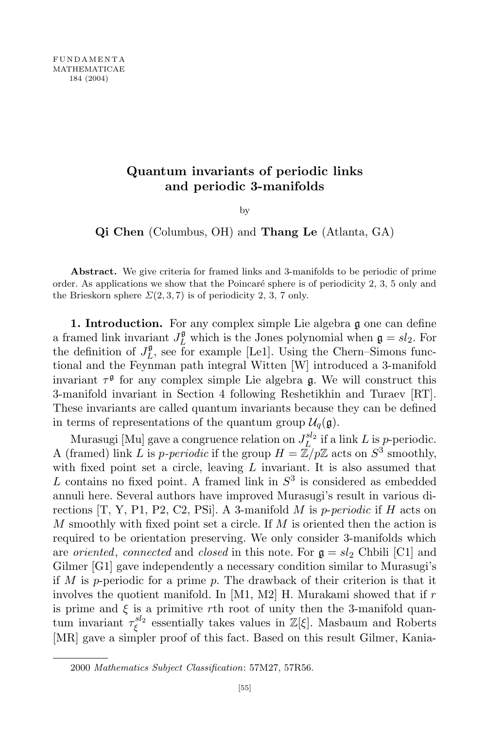# Quantum invariants of periodic links and periodic 3-manifolds

by

**Qi Chen** (Columbus, OH) and **Thang Le** (Atlanta, GA)

**Abstract.** We give criteria for framed links and 3-manifolds to be periodic of prime order. As applications we show that the Poincaré sphere is of periodicity 2, 3, 5 only and the Brieskorn sphere $\Sigma(2,3,7)$ is of periodicity 2, 3, 7 only.

**1. Introduction.** For any complex simple Lie algebra $\mathfrak{g}$ one can define a framed link invariant $J_L^{\mathfrak{g}}$ which is the Jones polynomial when $\mathfrak{g} = sl_2$. For the definition of $J_L^{\mathfrak{g}}$, see for example [Le1]. Using the Chern–Simons functional and the Feynman path integral Witten [W] introduced a 3-manifold invariant $\tau^{\mathfrak{g}}$ for any complex simple Lie algebra $\mathfrak{g}$. We will construct this 3-manifold invariant in Section 4 following Reshetikhin and Turaev [RT]. These invariants are called quantum invariants because they can be defined in terms of representations of the quantum group $\mathcal{U}_q(\mathfrak{g})$.

Murasugi [Mu] gave a congruence relation on $J_L^{sl_2}$ if a link $L$ is $p$-periodic. A (framed) link $L$ is *$p$-periodic* if the group $H = \mathbb{Z}/p\mathbb{Z}$ acts on $S^3$ smoothly, with fixed point set a circle, leaving $L$ invariant. It is also assumed that $L$ contains no fixed point. A framed link in $S^3$ is considered as embedded annuli here. Several authors have improved Murasugi's result in various directions [T, Y, P1, P2, C2, PSi]. A 3-manifold $M$ is *$p$-periodic* if $H$ acts on $M$ smoothly with fixed point set a circle. If $M$ is oriented then the action is required to be orientation preserving. We only consider 3-manifolds which are *oriented*, *connected* and *closed* in this note. For $\mathfrak{g} = sl_2$ Chbili [C1] and Gilmer [G1] gave independently a necessary condition similar to Murasugi's if $M$ is $p$-periodic for a prime $p$. The drawback of their criterion is that it involves the quotient manifold. In [M1, M2] H. Murakami showed that if $r$ is prime and $\xi$ is a primitive $r$th root of unity then the 3-manifold quantum invariant $\tau_\xi^{sl_2}$ essentially takes values in $\mathbb{Z}[\xi]$. Masbaum and Roberts [MR] gave a simpler proof of this fact. Based on this result Gilmer, Kania-

2000 *Mathematics Subject Classification*: 57M27, 57R56.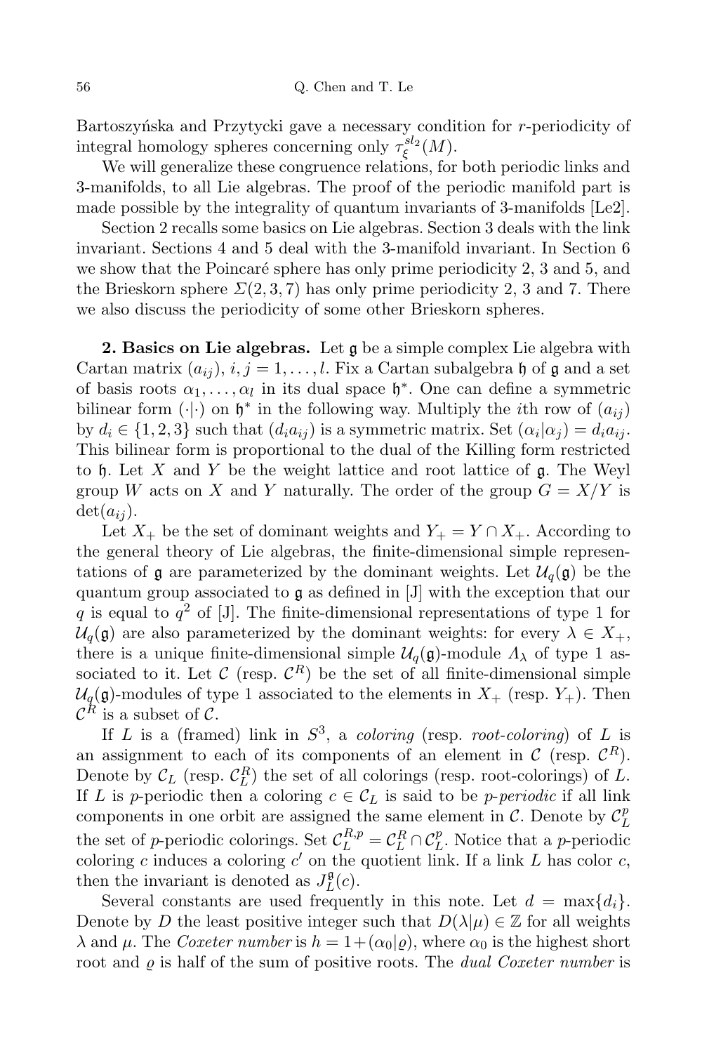Bartoszyńska and Przytycki gave a necessary condition for $r$-periodicity of integral homology spheres concerning only $\tau_\xi^{sl_2}(M)$.

We will generalize these congruence relations, for both periodic links and 3-manifolds, to all Lie algebras. The proof of the periodic manifold part is made possible by the integrality of quantum invariants of 3-manifolds [Le2].

Section 2 recalls some basics on Lie algebras. Section 3 deals with the link invariant. Sections 4 and 5 deal with the 3-manifold invariant. In Section 6 we show that the Poincaré sphere has only prime periodicity 2, 3 and 5, and the Brieskorn sphere $\Sigma(2,3,7)$ has only prime periodicity 2, 3 and 7. There we also discuss the periodicity of some other Brieskorn spheres.

**2. Basics on Lie algebras.** Let $\mathfrak{g}$ be a simple complex Lie algebra with Cartan matrix $(a_{ij})$, $i,j = 1,\dots,l$. Fix a Cartan subalgebra $\mathfrak{h}$ of $\mathfrak{g}$ and a set of basis roots $\alpha_1,\dots,\alpha_l$ in its dual space $\mathfrak{h}^*$. One can define a symmetric bilinear form $(\cdot|\cdot)$ on $\mathfrak{h}^*$ in the following way. Multiply the $i$th row of $(a_{ij})$ by $d_i \in \{1,2,3\}$ such that $(d_i a_{ij})$ is a symmetric matrix. Set $(\alpha_i|\alpha_j) = d_i a_{ij}$. This bilinear form is proportional to the dual of the Killing form restricted to $\mathfrak{h}$. Let $X$ and $Y$ be the weight lattice and root lattice of $\mathfrak{g}$. The Weyl group $W$ acts on $X$ and $Y$ naturally. The order of the group $G = X/Y$ is $\det(a_{ij})$.

Let $X_+$ be the set of dominant weights and $Y_+ = Y \cap X_+$. According to the general theory of Lie algebras, the finite-dimensional simple representations of $\mathfrak{g}$ are parameterized by the dominant weights. Let $\mathcal{U}_q(\mathfrak{g})$ be the quantum group associated to $\mathfrak{g}$ as defined in [J] with the exception that our $q$ is equal to $q^2$ of [J]. The finite-dimensional representations of type 1 for $\mathcal{U}_q(\mathfrak{g})$ are also parameterized by the dominant weights: for every $\lambda \in X_+$, there is a unique finite-dimensional simple $\mathcal{U}_q(\mathfrak{g})$-module $\Lambda_\lambda$ of type 1 associated to it. Let $\mathcal{C}$ (resp. $\mathcal{C}^R$) be the set of all finite-dimensional simple $\mathcal{U}_q(\mathfrak{g})$-modules of type 1 associated to the elements in $X_+$ (resp. $Y_+$). Then $\mathcal{C}^R$ is a subset of $\mathcal{C}$.

If $L$ is a (framed) link in $S^3$, a *coloring* (resp. *root-coloring*) of $L$ is an assignment to each of its components of an element in $\mathcal{C}$ (resp. $\mathcal{C}^R$). Denote by $\mathcal{C}_L$ (resp. $\mathcal{C}_L^R$) the set of all colorings (resp. root-colorings) of $L$. If $L$ is $p$-periodic then a coloring $c \in \mathcal{C}_L$ is said to be *$p$-periodic* if all link components in one orbit are assigned the same element in $\mathcal{C}$. Denote by $\mathcal{C}_L^p$ the set of $p$-periodic colorings. Set $\mathcal{C}_L^{R,p} = \mathcal{C}_L^R \cap \mathcal{C}_L^p$. Notice that a $p$-periodic coloring $c$ induces a coloring $c'$ on the quotient link. If a link $L$ has color $c$, then the invariant is denoted as $J_L^{\mathfrak{g}}(c)$.

Several constants are used frequently in this note. Let $d = \max\{d_i\}$. Denote by $D$ the least positive integer such that $D(\lambda|\mu) \in \mathbb{Z}$ for all weights $\lambda$ and $\mu$. The *Coxeter number* is $h = 1 + (\alpha_0|\varrho)$, where $\alpha_0$ is the highest short root and $\varrho$ is half of the sum of positive roots. The *dual Coxeter number* is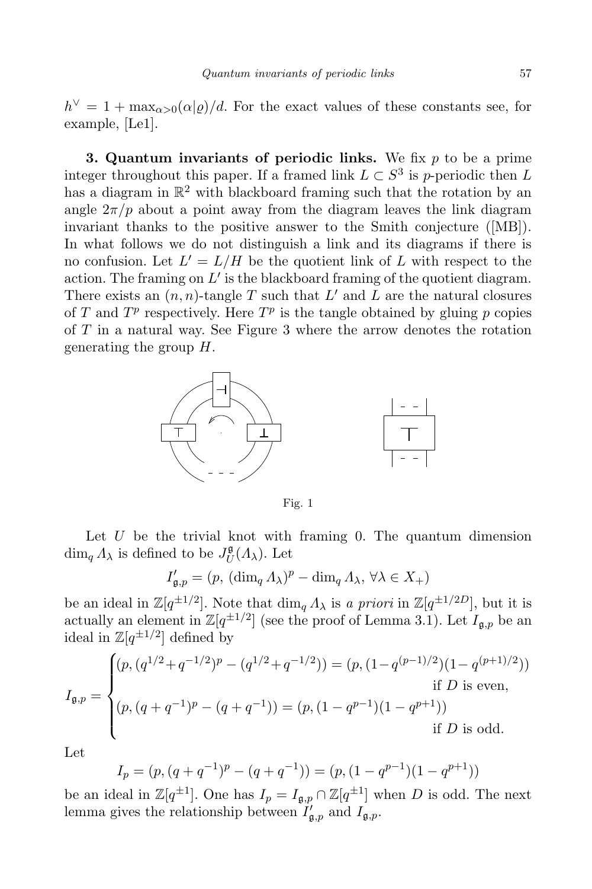$h^\vee = 1 + \max_{\alpha>0}(\alpha|\varrho)/d$. For the exact values of these constants see, for example, [Le1].

**3. Quantum invariants of periodic links.** We fix $p$ to be a prime integer throughout this paper. If a framed link $L \subset S^3$ is $p$-periodic then $L$ has a diagram in $\mathbb{R}^2$ with blackboard framing such that the rotation by an angle $2\pi/p$ about a point away from the diagram leaves the link diagram invariant thanks to the positive answer to the Smith conjecture ([MB]). In what follows we do not distinguish a link and its diagrams if there is no confusion. Let $L' = L/H$ be the quotient link of $L$ with respect to the action. The framing on $L'$ is the blackboard framing of the quotient diagram. There exists an $(n,n)$-tangle $T$ such that $L'$ and $L$ are the natural closures of $T$ and $T^p$ respectively. Here $T^p$ is the tangle obtained by gluing $p$ copies of $T$ in a natural way. See Figure 3 where the arrow denotes the rotation generating the group $H$.

Fig. 1

Let $U$ be the trivial knot with framing 0. The quantum dimension $\dim_q \Lambda_\lambda$ is defined to be $J_U^{\mathfrak{g}}(\Lambda_\lambda)$. Let

$$I'_{\mathfrak{g},p} = (p,\, (\dim_q \Lambda_\lambda)^p - \dim_q \Lambda_\lambda,\ \forall \lambda \in X_+)$$

be an ideal in $\mathbb{Z}[q^{\pm 1/2}]$. Note that $\dim_q \Lambda_\lambda$ is *a priori* in $\mathbb{Z}[q^{\pm 1/2D}]$, but it is actually an element in $\mathbb{Z}[q^{\pm 1/2}]$ (see the proof of Lemma 3.1). Let $I_{\mathfrak{g},p}$ be an ideal in $\mathbb{Z}[q^{\pm 1/2}]$ defined by

$$I_{\mathfrak{g},p} = \begin{cases} (p, (q^{1/2}+q^{-1/2})^p - (q^{1/2}+q^{-1/2})) = (p, (1-q^{(p-1)/2})(1-q^{(p+1)/2})) & \text{if } D \text{ is even}, \\ (p, (q+q^{-1})^p - (q+q^{-1})) = (p, (1-q^{p-1})(1-q^{p+1})) & \text{if } D \text{ is odd}. \end{cases}$$

Let

$$I_p = (p, (q+q^{-1})^p - (q+q^{-1})) = (p, (1-q^{p-1})(1-q^{p+1}))$$

be an ideal in $\mathbb{Z}[q^{\pm 1}]$. One has $I_p = I_{\mathfrak{g},p} \cap \mathbb{Z}[q^{\pm 1}]$ when $D$ is odd. The next lemma gives the relationship between $I'_{\mathfrak{g},p}$ and $I_{\mathfrak{g},p}$.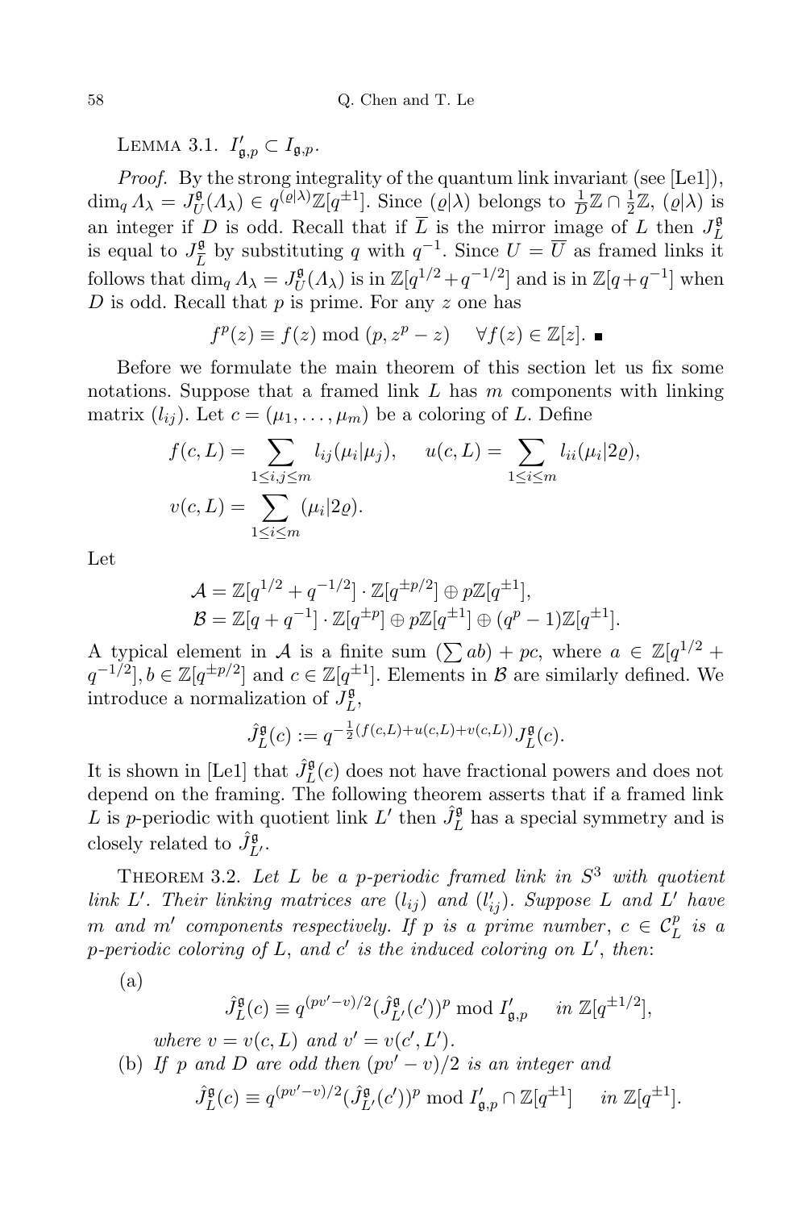Lemma 3.1. $I'_{\mathfrak{g},p} \subset I_{\mathfrak{g},p}$.

*Proof.* By the strong integrality of the quantum link invariant (see [Le1]), $\dim_q \Lambda_\lambda = J_U^{\mathfrak{g}}(\Lambda_\lambda) \in q^{(\varrho|\lambda)}\mathbb{Z}[q^{\pm 1}]$. Since $(\varrho|\lambda)$ belongs to $\frac{1}{D}\mathbb{Z} \cap \frac{1}{2}\mathbb{Z}$, $(\varrho|\lambda)$ is an integer if $D$ is odd. Recall that if $\overline{L}$ is the mirror image of $L$ then $J_L^{\mathfrak{g}}$ is equal to $J_{\overline{L}}^{\mathfrak{g}}$ by substituting $q$ with $q^{-1}$. Since $U = \overline{U}$ as framed links it follows that $\dim_q \Lambda_\lambda = J_U^{\mathfrak{g}}(\Lambda_\lambda)$ is in $\mathbb{Z}[q^{1/2}+q^{-1/2}]$ and is in $\mathbb{Z}[q+q^{-1}]$ when $D$ is odd. Recall that $p$ is prime. For any $z$ one has

$$f^p(z) \equiv f(z) \bmod (p, z^p - z) \quad \forall f(z) \in \mathbb{Z}[z]. \ \blacksquare$$

Before we formulate the main theorem of this section let us fix some notations. Suppose that a framed link $L$ has $m$ components with linking matrix $(l_{ij})$. Let $c = (\mu_1, \ldots, \mu_m)$ be a coloring of $L$. Define

$$f(c,L) = \sum_{1\le i,j\le m} l_{ij}(\mu_i|\mu_j), \qquad u(c,L) = \sum_{1\le i\le m} l_{ii}(\mu_i|2\varrho),$$

$$v(c,L) = \sum_{1\le i\le m} (\mu_i|2\varrho).$$

Let

$$\mathcal{A} = \mathbb{Z}[q^{1/2}+q^{-1/2}] \cdot \mathbb{Z}[q^{\pm p/2}] \oplus p\mathbb{Z}[q^{\pm 1}],$$
$$\mathcal{B} = \mathbb{Z}[q+q^{-1}] \cdot \mathbb{Z}[q^{\pm p}] \oplus p\mathbb{Z}[q^{\pm 1}] \oplus (q^p-1)\mathbb{Z}[q^{\pm 1}].$$

A typical element in $\mathcal{A}$ is a finite sum $(\sum ab) + pc$, where $a \in \mathbb{Z}[q^{1/2} + q^{-1/2}], b \in \mathbb{Z}[q^{\pm p/2}]$ and $c \in \mathbb{Z}[q^{\pm 1}]$. Elements in $\mathcal{B}$ are similarly defined. We introduce a normalization of $J_L^{\mathfrak{g}}$,

$$\hat{J}_L^{\mathfrak{g}}(c) := q^{-\frac{1}{2}(f(c,L)+u(c,L)+v(c,L))} J_L^{\mathfrak{g}}(c).$$

It is shown in [Le1] that $\hat{J}_L^{\mathfrak{g}}(c)$ does not have fractional powers and does not depend on the framing. The following theorem asserts that if a framed link $L$ is $p$-periodic with quotient link $L'$ then $\hat{J}_L^{\mathfrak{g}}$ has a special symmetry and is closely related to $\hat{J}_{L'}^{\mathfrak{g}}$.

Theorem 3.2. *Let $L$ be a $p$-periodic framed link in $S^3$ with quotient link $L'$. Their linking matrices are $(l_{ij})$ and $(l'_{ij})$. Suppose $L$ and $L'$ have $m$ and $m'$ components respectively. If $p$ is a prime number, $c \in \mathcal{C}_L^p$ is a $p$-periodic coloring of $L$, and $c'$ is the induced coloring on $L'$, then*:

(a)
$$\hat{J}_L^{\mathfrak{g}}(c) \equiv q^{(pv'-v)/2}(\hat{J}_{L'}^{\mathfrak{g}}(c'))^p \bmod I'_{\mathfrak{g},p} \quad \text{in } \mathbb{Z}[q^{\pm 1/2}],$$

*where $v = v(c,L)$ and $v' = v(c',L')$.*

(b) *If $p$ and $D$ are odd then $(pv'-v)/2$ is an integer and*
$$\hat{J}_L^{\mathfrak{g}}(c) \equiv q^{(pv'-v)/2}(\hat{J}_{L'}^{\mathfrak{g}}(c'))^p \bmod I'_{\mathfrak{g},p} \cap \mathbb{Z}[q^{\pm 1}] \quad \text{in } \mathbb{Z}[q^{\pm 1}].$$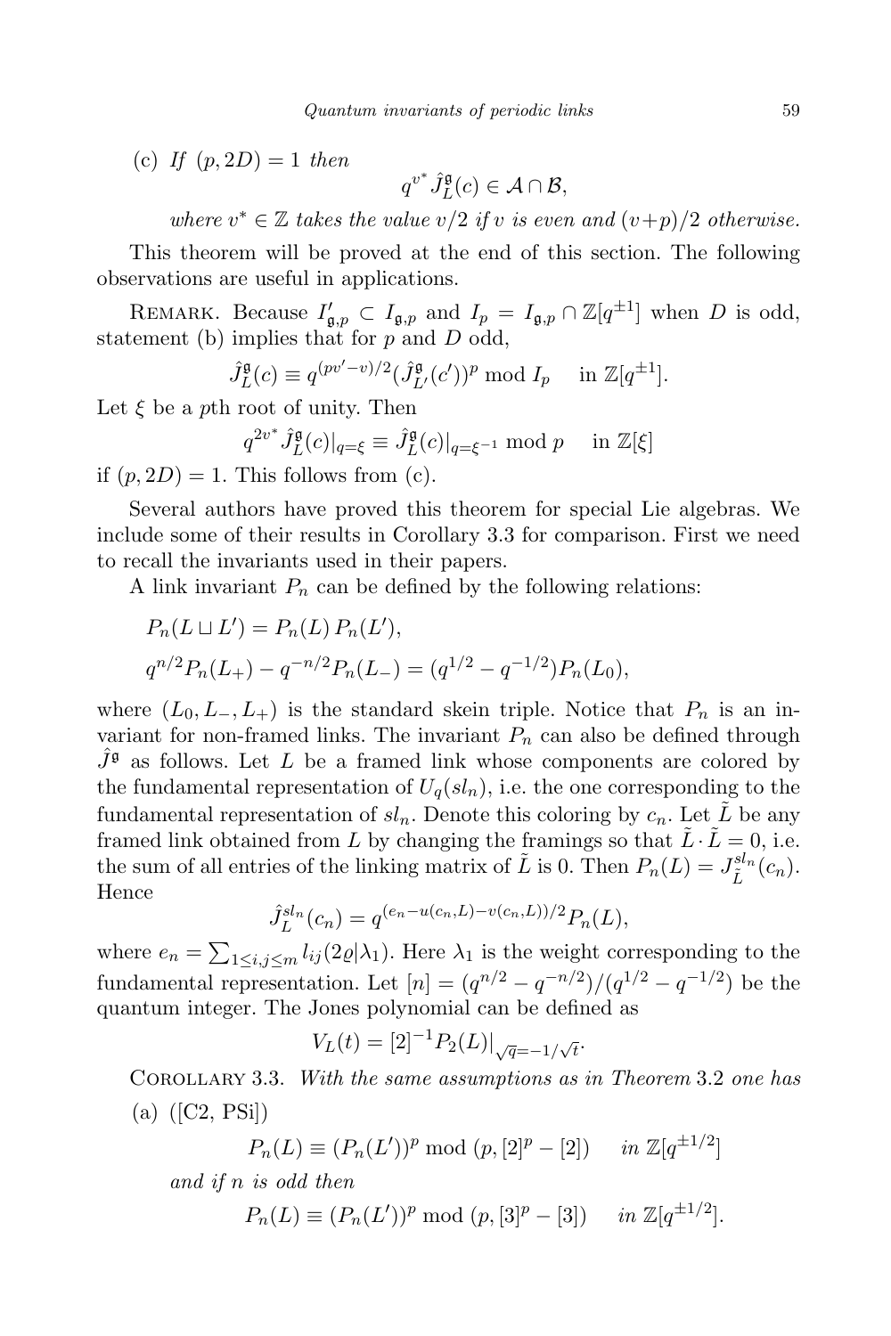(c) *If* $(p, 2D) = 1$ *then*

$$q^{v^*} \hat{J}_L^{\mathfrak{g}}(c) \in \mathcal{A} \cap \mathcal{B},$$

*where* $v^* \in \mathbb{Z}$ *takes the value* $v/2$ *if* $v$ *is even and* $(v+p)/2$ *otherwise.*

This theorem will be proved at the end of this section. The following observations are useful in applications.

Remark. Because $I'_{\mathfrak{g},p} \subset I_{\mathfrak{g},p}$ and $I_p = I_{\mathfrak{g},p} \cap \mathbb{Z}[q^{\pm 1}]$ when $D$ is odd, statement (b) implies that for $p$ and $D$ odd,

$$\hat{J}_L^{\mathfrak{g}}(c) \equiv q^{(pv'-v)/2} (\hat{J}_{L'}^{\mathfrak{g}}(c'))^p \bmod I_p \quad \text{in } \mathbb{Z}[q^{\pm 1}].$$

Let $\xi$ be a $p$th root of unity. Then

$$q^{2v^*} \hat{J}_L^{\mathfrak{g}}(c)|_{q=\xi} \equiv \hat{J}_L^{\mathfrak{g}}(c)|_{q=\xi^{-1}} \bmod p \quad \text{in } \mathbb{Z}[\xi]$$

if $(p, 2D) = 1$. This follows from (c).

Several authors have proved this theorem for special Lie algebras. We include some of their results in Corollary 3.3 for comparison. First we need to recall the invariants used in their papers.

A link invariant $P_n$ can be defined by the following relations:

$$P_n(L \sqcup L') = P_n(L)\, P_n(L'),$$

$$q^{n/2} P_n(L_+) - q^{-n/2} P_n(L_-) = (q^{1/2} - q^{-1/2}) P_n(L_0),$$

where $(L_0, L_-, L_+)$ is the standard skein triple. Notice that $P_n$ is an invariant for non-framed links. The invariant $P_n$ can also be defined through $\hat{J}^{\mathfrak{g}}$ as follows. Let $L$ be a framed link whose components are colored by the fundamental representation of $U_q(sl_n)$, i.e. the one corresponding to the fundamental representation of $sl_n$. Denote this coloring by $c_n$. Let $\tilde{L}$ be any framed link obtained from $L$ by changing the framings so that $\tilde{L} \cdot \tilde{L} = 0$, i.e. the sum of all entries of the linking matrix of $\tilde{L}$ is 0. Then $P_n(L) = J_{\tilde{L}}^{sl_n}(c_n)$. Hence

$$\hat{J}_L^{sl_n}(c_n) = q^{(e_n - u(c_n, L) - v(c_n, L))/2} P_n(L),$$

where $e_n = \sum_{1 \le i,j \le m} l_{ij} (2\varrho | \lambda_1)$. Here $\lambda_1$ is the weight corresponding to the fundamental representation. Let $[n] = (q^{n/2} - q^{-n/2})/(q^{1/2} - q^{-1/2})$ be the quantum integer. The Jones polynomial can be defined as

$$V_L(t) = [2]^{-1} P_2(L)|_{\sqrt{q} = -1/\sqrt{t}}.$$

Corollary 3.3. *With the same assumptions as in Theorem* 3.2 *one has*

(a) ([C2, PSi])

$$P_n(L) \equiv (P_n(L'))^p \bmod (p, [2]^p - [2]) \quad \text{in } \mathbb{Z}[q^{\pm 1/2}]$$

*and if* $n$ *is odd then*

$$P_n(L) \equiv (P_n(L'))^p \bmod (p, [3]^p - [3]) \quad \text{in } \mathbb{Z}[q^{\pm 1/2}].$$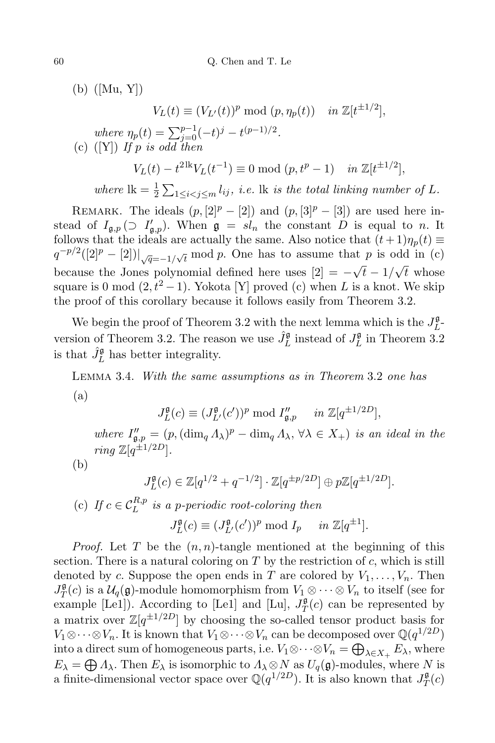(b) ([Mu, Y])

$$V_L(t) \equiv (V_{L'}(t))^p \bmod (p, \eta_p(t)) \quad \textit{in } \mathbb{Z}[t^{\pm 1/2}],$$

*where* $\eta_p(t) = \sum_{j=0}^{p-1}(-t)^j - t^{(p-1)/2}$.

(c) ([Y]) *If $p$ is odd then*

$$V_L(t) - t^{2\mathrm{lk}} V_L(t^{-1}) \equiv 0 \bmod (p, t^p - 1) \quad \textit{in } \mathbb{Z}[t^{\pm 1/2}],$$

*where* $\mathrm{lk} = \frac{1}{2}\sum_{1 \le i < j \le m} l_{ij}$, *i.e.* lk *is the total linking number of $L$.*

Remark. The ideals $(p, [2]^p - [2])$ and $(p, [3]^p - [3])$ are used here instead of $I_{\mathfrak{g},p}$ ($\supset I'_{\mathfrak{g},p}$). When $\mathfrak{g} = sl_n$ the constant $D$ is equal to $n$. It follows that the ideals are actually the same. Also notice that $(t+1)\eta_p(t) \equiv q^{-p/2}([2]^p - [2])|_{\sqrt{q} = -1/\sqrt{t}} \bmod p$. One has to assume that $p$ is odd in (c) because the Jones polynomial defined here uses $[2] = -\sqrt{t} - 1/\sqrt{t}$ whose square is 0 mod $(2, t^2 - 1)$. Yokota [Y] proved (c) when $L$ is a knot. We skip the proof of this corollary because it follows easily from Theorem 3.2.

We begin the proof of Theorem 3.2 with the next lemma which is the $J_L^{\mathfrak{g}}$-version of Theorem 3.2. The reason we use $\hat{J}_L^{\mathfrak{g}}$ instead of $J_L^{\mathfrak{g}}$ in Theorem 3.2 is that $\hat{J}_L^{\mathfrak{g}}$ has better integrality.

Lemma 3.4. *With the same assumptions as in Theorem* 3.2 *one has*

(a)

$$J_L^{\mathfrak{g}}(c) \equiv (J_{L'}^{\mathfrak{g}}(c'))^p \bmod I''_{\mathfrak{g},p} \quad \textit{in } \mathbb{Z}[q^{\pm 1/2D}],$$

*where* $I''_{\mathfrak{g},p} = (p, (\dim_q \Lambda_\lambda)^p - \dim_q \Lambda_\lambda, \forall \lambda \in X_+)$ *is an ideal in the ring* $\mathbb{Z}[q^{\pm 1/2D}]$.

(b)

$$J_L^{\mathfrak{g}}(c) \in \mathbb{Z}[q^{1/2} + q^{-1/2}] \cdot \mathbb{Z}[q^{\pm p/2D}] \oplus p\mathbb{Z}[q^{\pm 1/2D}].$$

(c) *If $c \in \mathcal{C}_L^{R,p}$ is a $p$-periodic root-coloring then*

$$J_L^{\mathfrak{g}}(c) \equiv (J_{L'}^{\mathfrak{g}}(c'))^p \bmod I_p \quad \textit{in } \mathbb{Z}[q^{\pm 1}].$$

*Proof.* Let $T$ be the $(n,n)$-tangle mentioned at the beginning of this section. There is a natural coloring on $T$ by the restriction of $c$, which is still denoted by $c$. Suppose the open ends in $T$ are colored by $V_1, \dots, V_n$. Then $J_T^{\mathfrak{g}}(c)$ is a $\mathcal{U}_q(\mathfrak{g})$-module homomorphism from $V_1 \otimes \cdots \otimes V_n$ to itself (see for example [Le1]). According to [Le1] and [Lu], $J_T^{\mathfrak{g}}(c)$ can be represented by a matrix over $\mathbb{Z}[q^{\pm 1/2D}]$ by choosing the so-called tensor product basis for $V_1 \otimes \cdots \otimes V_n$. It is known that $V_1 \otimes \cdots \otimes V_n$ can be decomposed over $\mathbb{Q}(q^{1/2D})$ into a direct sum of homogeneous parts, i.e. $V_1 \otimes \cdots \otimes V_n = \bigoplus_{\lambda \in X_+} E_\lambda$, where $E_\lambda = \bigoplus \Lambda_\lambda$. Then $E_\lambda$ is isomorphic to $\Lambda_\lambda \otimes N$ as $U_q(\mathfrak{g})$-modules, where $N$ is a finite-dimensional vector space over $\mathbb{Q}(q^{1/2D})$. It is also known that $J_T^{\mathfrak{g}}(c)$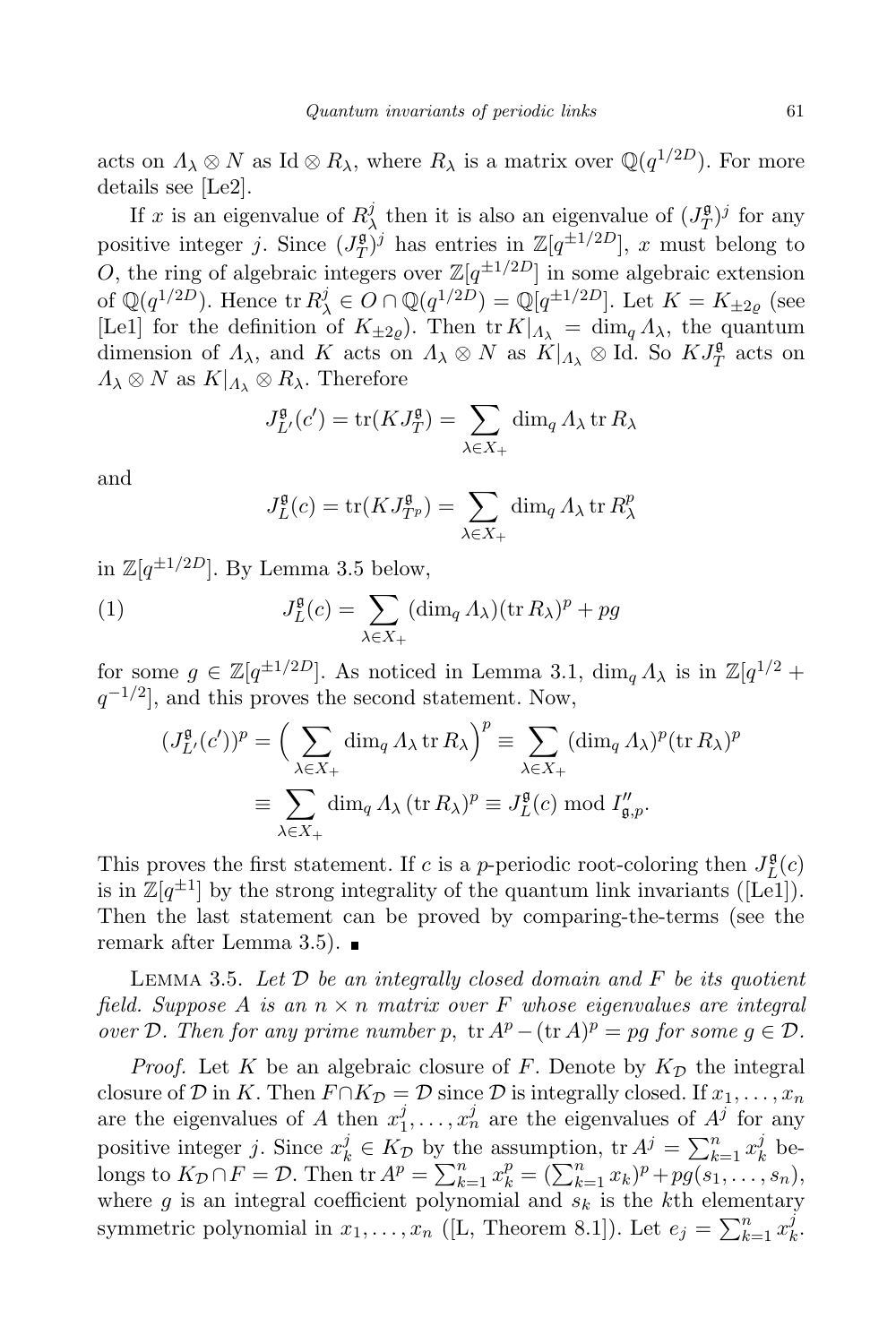acts on $\Lambda_\lambda \otimes N$ as $\mathrm{Id} \otimes R_\lambda$, where $R_\lambda$ is a matrix over $\mathbb{Q}(q^{1/2D})$. For more details see [Le2].

If $x$ is an eigenvalue of $R_\lambda^j$ then it is also an eigenvalue of $(J_T^{\mathfrak{g}})^j$ for any positive integer $j$. Since $(J_T^{\mathfrak{g}})^j$ has entries in $\mathbb{Z}[q^{\pm 1/2D}]$, $x$ must belong to $O$, the ring of algebraic integers over $\mathbb{Z}[q^{\pm 1/2D}]$ in some algebraic extension of $\mathbb{Q}(q^{1/2D})$. Hence $\operatorname{tr} R_\lambda^j \in O \cap \mathbb{Q}(q^{1/2D}) = \mathbb{Q}[q^{\pm 1/2D}]$. Let $K = K_{\pm 2\varrho}$ (see [Le1] for the definition of $K_{\pm 2\varrho}$). Then $\operatorname{tr} K|_{\Lambda_\lambda} = \dim_q \Lambda_\lambda$, the quantum dimension of $\Lambda_\lambda$, and $K$ acts on $\Lambda_\lambda \otimes N$ as $K|_{\Lambda_\lambda} \otimes \mathrm{Id}$. So $KJ_T^{\mathfrak{g}}$ acts on $\Lambda_\lambda \otimes N$ as $K|_{\Lambda_\lambda} \otimes R_\lambda$. Therefore

$$J_{L'}^{\mathfrak{g}}(c') = \operatorname{tr}(KJ_T^{\mathfrak{g}}) = \sum_{\lambda \in X_+} \dim_q \Lambda_\lambda \operatorname{tr} R_\lambda$$

and

$$J_L^{\mathfrak{g}}(c) = \operatorname{tr}(KJ_{T^p}^{\mathfrak{g}}) = \sum_{\lambda \in X_+} \dim_q \Lambda_\lambda \operatorname{tr} R_\lambda^p$$

in $\mathbb{Z}[q^{\pm 1/2D}]$. By Lemma 3.5 below,

$$J_L^{\mathfrak{g}}(c) = \sum_{\lambda \in X_+} (\dim_q \Lambda_\lambda)(\operatorname{tr} R_\lambda)^p + pg \tag{1}$$

for some $g \in \mathbb{Z}[q^{\pm 1/2D}]$. As noticed in Lemma 3.1, $\dim_q \Lambda_\lambda$ is in $\mathbb{Z}[q^{1/2} + q^{-1/2}]$, and this proves the second statement. Now,

$$\begin{aligned}
(J_{L'}^{\mathfrak{g}}(c'))^p &= \Big(\sum_{\lambda \in X_+} \dim_q \Lambda_\lambda \operatorname{tr} R_\lambda\Big)^p \equiv \sum_{\lambda \in X_+} (\dim_q \Lambda_\lambda)^p (\operatorname{tr} R_\lambda)^p \\
&\equiv \sum_{\lambda \in X_+} \dim_q \Lambda_\lambda \, (\operatorname{tr} R_\lambda)^p \equiv J_L^{\mathfrak{g}}(c) \bmod I''_{\mathfrak{g},p}.
\end{aligned}$$

This proves the first statement. If $c$ is a $p$-periodic root-coloring then $J_L^{\mathfrak{g}}(c)$ is in $\mathbb{Z}[q^{\pm 1}]$ by the strong integrality of the quantum link invariants ([Le1]). Then the last statement can be proved by comparing-the-terms (see the remark after Lemma 3.5). ∎

Lemma 3.5. *Let $\mathcal{D}$ be an integrally closed domain and $F$ be its quotient field. Suppose $A$ is an $n \times n$ matrix over $F$ whose eigenvalues are integral over $\mathcal{D}$. Then for any prime number $p$, $\operatorname{tr} A^p - (\operatorname{tr} A)^p = pg$ for some $g \in \mathcal{D}$.*

*Proof.* Let $K$ be an algebraic closure of $F$. Denote by $K_{\mathcal{D}}$ the integral closure of $\mathcal{D}$ in $K$. Then $F \cap K_{\mathcal{D}} = \mathcal{D}$ since $\mathcal{D}$ is integrally closed. If $x_1, \ldots, x_n$ are the eigenvalues of $A$ then $x_1^j, \ldots, x_n^j$ are the eigenvalues of $A^j$ for any positive integer $j$. Since $x_k^j \in K_{\mathcal{D}}$ by the assumption, $\operatorname{tr} A^j = \sum_{k=1}^n x_k^j$ belongs to $K_{\mathcal{D}} \cap F = \mathcal{D}$. Then $\operatorname{tr} A^p = \sum_{k=1}^n x_k^p = (\sum_{k=1}^n x_k)^p + pg(s_1, \ldots, s_n)$, where $g$ is an integral coefficient polynomial and $s_k$ is the $k$th elementary symmetric polynomial in $x_1, \ldots, x_n$ ([L, Theorem 8.1]). Let $e_j = \sum_{k=1}^n x_k^j$.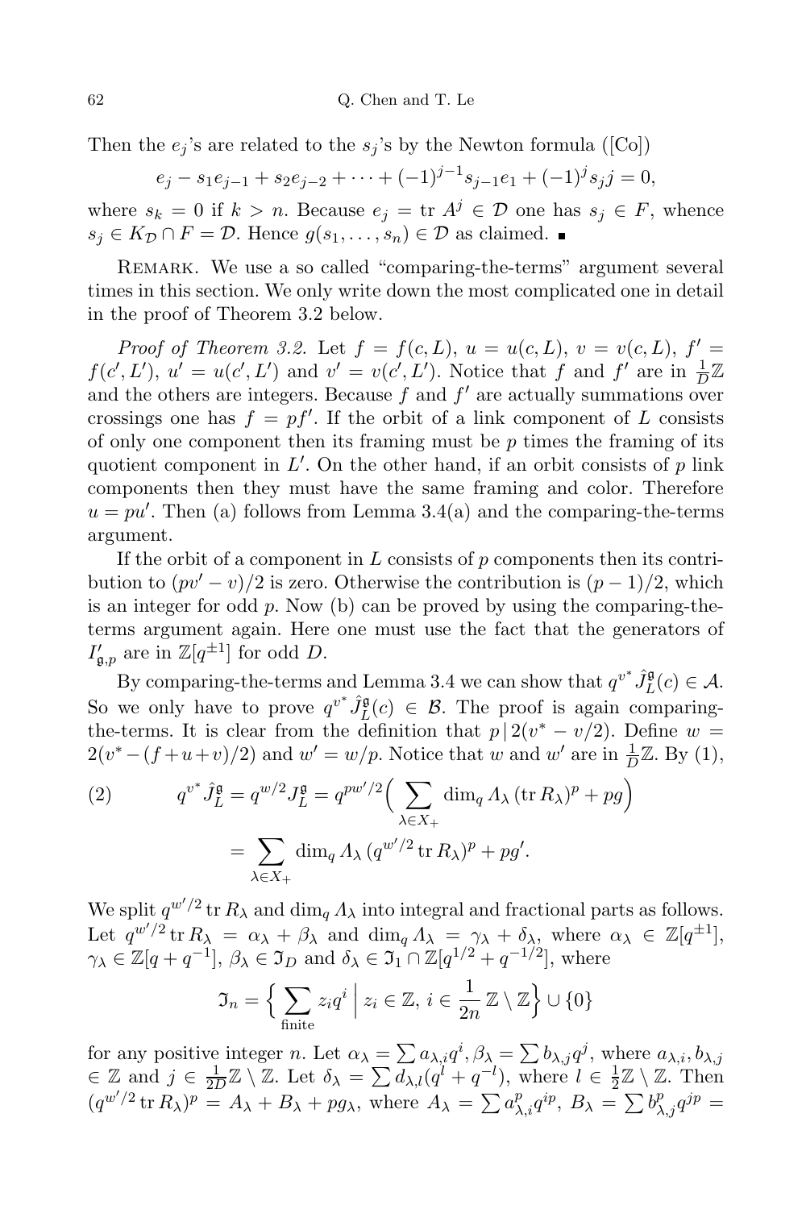Then the $e_j$'s are related to the $s_j$'s by the Newton formula ([Co])

$$e_j - s_1 e_{j-1} + s_2 e_{j-2} + \cdots + (-1)^{j-1} s_{j-1} e_1 + (-1)^j s_j j = 0,$$

where $s_k = 0$ if $k > n$. Because $e_j = \operatorname{tr} A^j \in \mathcal{D}$ one has $s_j \in F$, whence $s_j \in K_{\mathcal{D}} \cap F = \mathcal{D}$. Hence $g(s_1, \ldots, s_n) \in \mathcal{D}$ as claimed. ∎

Remark. We use a so called "comparing-the-terms" argument several times in this section. We only write down the most complicated one in detail in the proof of Theorem 3.2 below.

*Proof of Theorem 3.2.* Let $f = f(c, L)$, $u = u(c, L)$, $v = v(c, L)$, $f' = f(c', L')$, $u' = u(c', L')$ and $v' = v(c', L')$. Notice that $f$ and $f'$ are in $\frac{1}{D}\mathbb{Z}$ and the others are integers. Because $f$ and $f'$ are actually summations over crossings one has $f = pf'$. If the orbit of a link component of $L$ consists of only one component then its framing must be $p$ times the framing of its quotient component in $L'$. On the other hand, if an orbit consists of $p$ link components then they must have the same framing and color. Therefore $u = pu'$. Then (a) follows from Lemma 3.4(a) and the comparing-the-terms argument.

If the orbit of a component in $L$ consists of $p$ components then its contribution to $(pv' - v)/2$ is zero. Otherwise the contribution is $(p-1)/2$, which is an integer for odd $p$. Now (b) can be proved by using the comparing-the-terms argument again. Here one must use the fact that the generators of $I'_{\mathfrak{g},p}$ are in $\mathbb{Z}[q^{\pm 1}]$ for odd $D$.

By comparing-the-terms and Lemma 3.4 we can show that $q^{v^*} \hat{J}^{\mathfrak{g}}_L(c) \in \mathcal{A}$. So we only have to prove $q^{v^*} \hat{J}^{\mathfrak{g}}_L(c) \in \mathcal{B}$. The proof is again comparing-the-terms. It is clear from the definition that $p \mid 2(v^* - v/2)$. Define $w = 2(v^* - (f + u + v)/2)$ and $w' = w/p$. Notice that $w$ and $w'$ are in $\frac{1}{D}\mathbb{Z}$. By (1),

$$(2) \qquad q^{v^*} \hat{J}^{\mathfrak{g}}_L = q^{w/2} J^{\mathfrak{g}}_L = q^{pw'/2} \Big( \sum_{\lambda \in X_+} \dim_q \Lambda_\lambda \, (\operatorname{tr} R_\lambda)^p + pg \Big)$$

$$= \sum_{\lambda \in X_+} \dim_q \Lambda_\lambda \, (q^{w'/2} \operatorname{tr} R_\lambda)^p + pg'.$$

We split $q^{w'/2} \operatorname{tr} R_\lambda$ and $\dim_q \Lambda_\lambda$ into integral and fractional parts as follows. Let $q^{w'/2} \operatorname{tr} R_\lambda = \alpha_\lambda + \beta_\lambda$ and $\dim_q \Lambda_\lambda = \gamma_\lambda + \delta_\lambda$, where $\alpha_\lambda \in \mathbb{Z}[q^{\pm 1}]$, $\gamma_\lambda \in \mathbb{Z}[q + q^{-1}]$, $\beta_\lambda \in \mathfrak{I}_D$ and $\delta_\lambda \in \mathfrak{I}_1 \cap \mathbb{Z}[q^{1/2} + q^{-1/2}]$, where

$$\mathfrak{I}_n = \Big\{ \sum_{\text{finite}} z_i q^i \;\Big|\; z_i \in \mathbb{Z},\, i \in \frac{1}{2n}\mathbb{Z} \setminus \mathbb{Z} \Big\} \cup \{0\}$$

for any positive integer $n$. Let $\alpha_\lambda = \sum a_{\lambda,i} q^i$, $\beta_\lambda = \sum b_{\lambda,j} q^j$, where $a_{\lambda,i}, b_{\lambda,j} \in \mathbb{Z}$ and $j \in \frac{1}{2D}\mathbb{Z} \setminus \mathbb{Z}$. Let $\delta_\lambda = \sum d_{\lambda,l}(q^l + q^{-l})$, where $l \in \frac{1}{2}\mathbb{Z} \setminus \mathbb{Z}$. Then $(q^{w'/2} \operatorname{tr} R_\lambda)^p = A_\lambda + B_\lambda + pg_\lambda$, where $A_\lambda = \sum a^p_{\lambda,i} q^{ip}$, $B_\lambda = \sum b^p_{\lambda,j} q^{jp} =$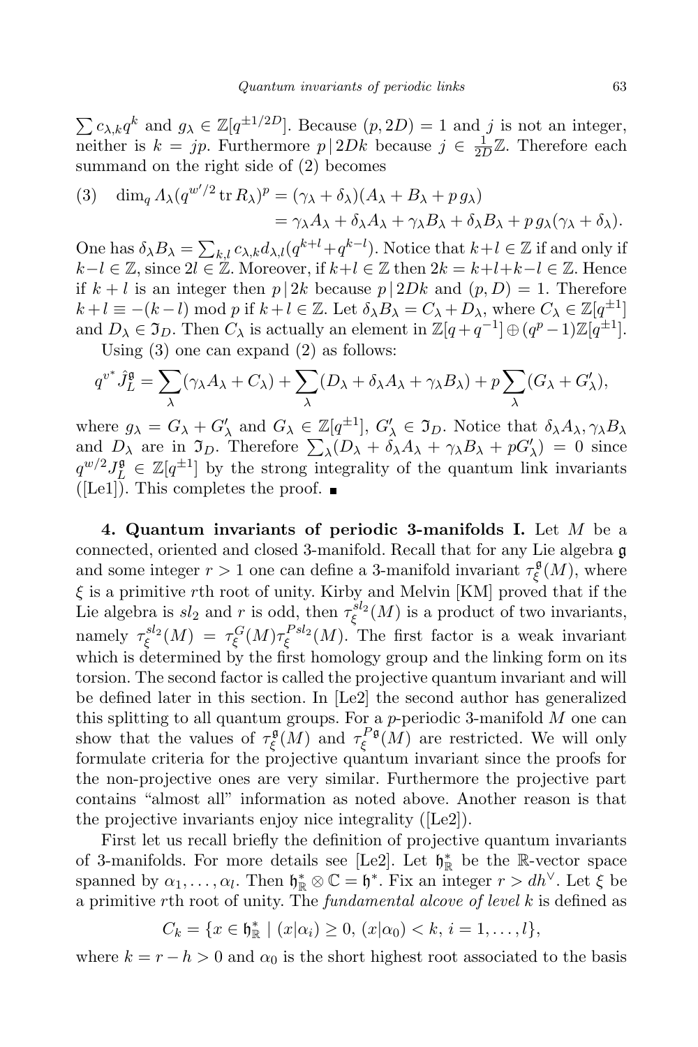$\sum c_{\lambda,k} q^k$ and $g_\lambda \in \mathbb{Z}[q^{\pm 1/2D}]$. Because $(p, 2D) = 1$ and $j$ is not an integer, neither is $k = jp$. Furthermore $p \,|\, 2Dk$ because $j \in \frac{1}{2D}\mathbb{Z}$. Therefore each summand on the right side of (2) becomes

$$
\begin{aligned}
(3)\quad \dim_q \Lambda_\lambda (q^{w'/2} \operatorname{tr} R_\lambda)^p &= (\gamma_\lambda + \delta_\lambda)(A_\lambda + B_\lambda + p\, g_\lambda) \\
&= \gamma_\lambda A_\lambda + \delta_\lambda A_\lambda + \gamma_\lambda B_\lambda + \delta_\lambda B_\lambda + p\, g_\lambda (\gamma_\lambda + \delta_\lambda).
\end{aligned}
$$

One has $\delta_\lambda B_\lambda = \sum_{k,l} c_{\lambda,k} d_{\lambda,l} (q^{k+l} + q^{k-l})$. Notice that $k+l \in \mathbb{Z}$ if and only if $k-l \in \mathbb{Z}$, since $2l \in \mathbb{Z}$. Moreover, if $k+l \in \mathbb{Z}$ then $2k = k+l+k-l \in \mathbb{Z}$. Hence if $k+l$ is an integer then $p \,|\, 2k$ because $p \,|\, 2Dk$ and $(p, D) = 1$. Therefore $k + l \equiv -(k-l) \bmod p$ if $k+l \in \mathbb{Z}$. Let $\delta_\lambda B_\lambda = C_\lambda + D_\lambda$, where $C_\lambda \in \mathbb{Z}[q^{\pm 1}]$ and $D_\lambda \in \mathfrak{I}_D$. Then $C_\lambda$ is actually an element in $\mathbb{Z}[q + q^{-1}] \oplus (q^p - 1)\mathbb{Z}[q^{\pm 1}]$.

Using (3) one can expand (2) as follows:

$$
q^{v^*} \hat{J}_L^{\mathfrak{g}} = \sum_\lambda (\gamma_\lambda A_\lambda + C_\lambda) + \sum_\lambda (D_\lambda + \delta_\lambda A_\lambda + \gamma_\lambda B_\lambda) + p \sum_\lambda (G_\lambda + G'_\lambda),
$$

where $g_\lambda = G_\lambda + G'_\lambda$ and $G_\lambda \in \mathbb{Z}[q^{\pm 1}]$, $G'_\lambda \in \mathfrak{I}_D$. Notice that $\delta_\lambda A_\lambda, \gamma_\lambda B_\lambda$ and $D_\lambda$ are in $\mathfrak{I}_D$. Therefore $\sum_\lambda (D_\lambda + \delta_\lambda A_\lambda + \gamma_\lambda B_\lambda + pG'_\lambda) = 0$ since $q^{w/2} J_L^{\mathfrak{g}} \in \mathbb{Z}[q^{\pm 1}]$ by the strong integrality of the quantum link invariants ([Le1]). This completes the proof. ∎

**4. Quantum invariants of periodic 3-manifolds I.** Let $M$ be a connected, oriented and closed 3-manifold. Recall that for any Lie algebra $\mathfrak{g}$ and some integer $r > 1$ one can define a 3-manifold invariant $\tau_\xi^{\mathfrak{g}}(M)$, where $\xi$ is a primitive $r$th root of unity. Kirby and Melvin [KM] proved that if the Lie algebra is $sl_2$ and $r$ is odd, then $\tau_\xi^{sl_2}(M)$ is a product of two invariants, namely $\tau_\xi^{sl_2}(M) = \tau_\xi^G(M)\tau_\xi^{Psl_2}(M)$. The first factor is a weak invariant which is determined by the first homology group and the linking form on its torsion. The second factor is called the projective quantum invariant and will be defined later in this section. In [Le2] the second author has generalized this splitting to all quantum groups. For a $p$-periodic 3-manifold $M$ one can show that the values of $\tau_\xi^{\mathfrak{g}}(M)$ and $\tau_\xi^{P\mathfrak{g}}(M)$ are restricted. We will only formulate criteria for the projective quantum invariant since the proofs for the non-projective ones are very similar. Furthermore the projective part contains "almost all" information as noted above. Another reason is that the projective invariants enjoy nice integrality ([Le2]).

First let us recall briefly the definition of projective quantum invariants of 3-manifolds. For more details see [Le2]. Let $\mathfrak{h}_\mathbb{R}^*$ be the $\mathbb{R}$-vector space spanned by $\alpha_1, \ldots, \alpha_l$. Then $\mathfrak{h}_\mathbb{R}^* \otimes \mathbb{C} = \mathfrak{h}^*$. Fix an integer $r > dh^\vee$. Let $\xi$ be a primitive $r$th root of unity. The *fundamental alcove of level* $k$ is defined as

$$
C_k = \{x \in \mathfrak{h}_\mathbb{R}^* \mid (x|\alpha_i) \geq 0,\ (x|\alpha_0) < k,\ i = 1, \ldots, l\},
$$

where $k = r - h > 0$ and $\alpha_0$ is the short highest root associated to the basis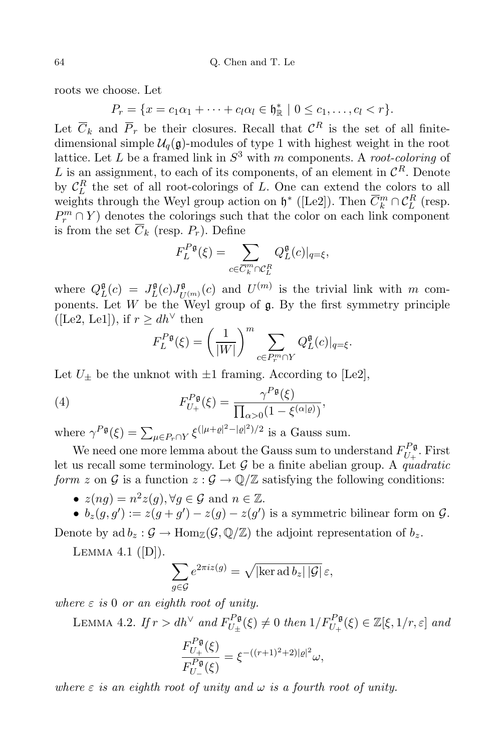roots we choose. Let

$$P_r = \{x = c_1\alpha_1 + \cdots + c_l\alpha_l \in \mathfrak{h}^*_{\mathbb{R}} \mid 0 \le c_1, \ldots, c_l < r\}.$$

Let $\overline{C}_k$ and $\overline{P}_r$ be their closures. Recall that $\mathcal{C}^R$ is the set of all finite-dimensional simple $\mathcal{U}_q(\mathfrak{g})$-modules of type 1 with highest weight in the root lattice. Let $L$ be a framed link in $S^3$ with $m$ components. A *root-coloring* of $L$ is an assignment, to each of its components, of an element in $\mathcal{C}^R$. Denote by $\mathcal{C}^R_L$ the set of all root-colorings of $L$. One can extend the colors to all weights through the Weyl group action on $\mathfrak{h}^*$ ([Le2]). Then $\overline{C}^m_k \cap \mathcal{C}^R_L$ (resp. $P^m_r \cap Y$) denotes the colorings such that the color on each link component is from the set $\overline{C}_k$ (resp. $P_r$). Define

$$F^{P\mathfrak{g}}_L(\xi) = \sum_{c \in \overline{C}^m_k \cap \mathcal{C}^R_L} Q^{\mathfrak{g}}_L(c)|_{q=\xi},$$

where $Q^{\mathfrak{g}}_L(c) = J^{\mathfrak{g}}_L(c) J^{\mathfrak{g}}_{U^{(m)}}(c)$ and $U^{(m)}$ is the trivial link with $m$ components. Let $W$ be the Weyl group of $\mathfrak{g}$. By the first symmetry principle ([Le2, Le1]), if $r \ge dh^\vee$ then

$$F^{P\mathfrak{g}}_L(\xi) = \left(\frac{1}{|W|}\right)^m \sum_{c \in P^m_r \cap Y} Q^{\mathfrak{g}}_L(c)|_{q=\xi}.$$

Let $U_\pm$ be the unknot with $\pm 1$ framing. According to [Le2],

$$F^{P\mathfrak{g}}_{U_+}(\xi) = \frac{\gamma^{P\mathfrak{g}}(\xi)}{\prod_{\alpha > 0}(1 - \xi^{(\alpha|\varrho)})}, \tag{4}$$

where $\gamma^{P\mathfrak{g}}(\xi) = \sum_{\mu \in P_r \cap Y} \xi^{(|\mu+\varrho|^2 - |\varrho|^2)/2}$ is a Gauss sum.

We need one more lemma about the Gauss sum to understand $F^{P\mathfrak{g}}_{U_+}$. First let us recall some terminology. Let $\mathcal{G}$ be a finite abelian group. A *quadratic form* $z$ on $\mathcal{G}$ is a function $z : \mathcal{G} \to \mathbb{Q}/\mathbb{Z}$ satisfying the following conditions:

- $z(ng) = n^2 z(g), \forall g \in \mathcal{G}$ and $n \in \mathbb{Z}$.
- $b_z(g, g') := z(g + g') - z(g) - z(g')$ is a symmetric bilinear form on $\mathcal{G}$.

Denote by $\operatorname{ad} b_z : \mathcal{G} \to \operatorname{Hom}_{\mathbb{Z}}(\mathcal{G}, \mathbb{Q}/\mathbb{Z})$ the adjoint representation of $b_z$.

Lemma 4.1 ([D]).

$$\sum_{g \in \mathcal{G}} e^{2\pi i z(g)} = \sqrt{|\ker \operatorname{ad} b_z|\,|\mathcal{G}|}\,\varepsilon,$$

*where $\varepsilon$ is $0$ or an eighth root of unity.*

Lemma 4.2. *If $r > dh^\vee$ and $F^{P\mathfrak{g}}_{U_\pm}(\xi) \ne 0$ then $1/F^{P\mathfrak{g}}_{U_+}(\xi) \in \mathbb{Z}[\xi, 1/r, \varepsilon]$ and*

$$\frac{F^{P\mathfrak{g}}_{U_+}(\xi)}{F^{P\mathfrak{g}}_{U_-}(\xi)} = \xi^{-((r+1)^2+2)|\varrho|^2}\omega,$$

*where $\varepsilon$ is an eighth root of unity and $\omega$ is a fourth root of unity.*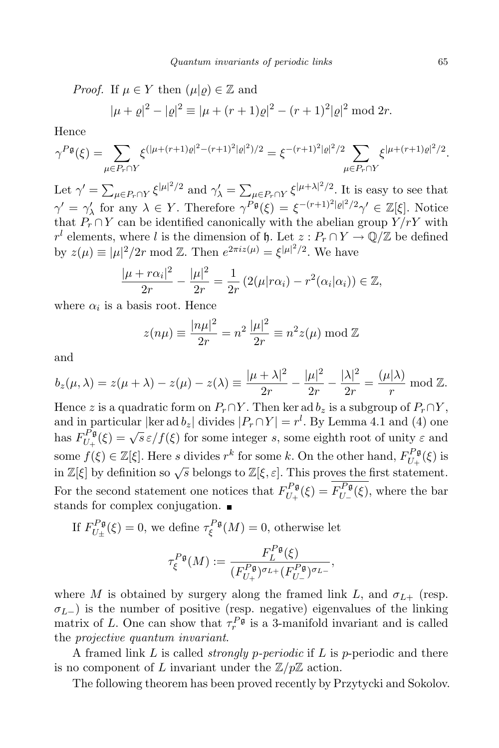*Proof.* If $\mu \in Y$ then $(\mu|\varrho) \in \mathbb{Z}$ and

$$|\mu + \varrho|^2 - |\varrho|^2 \equiv |\mu + (r+1)\varrho|^2 - (r+1)^2|\varrho|^2 \bmod 2r.$$

Hence

$$\gamma^{P\mathfrak{g}}(\xi) = \sum_{\mu \in P_r \cap Y} \xi^{(|\mu+(r+1)\varrho|^2 - (r+1)^2|\varrho|^2)/2} = \xi^{-(r+1)^2|\varrho|^2/2} \sum_{\mu \in P_r \cap Y} \xi^{|\mu+(r+1)\varrho|^2/2}.$$

Let $\gamma' = \sum_{\mu \in P_r \cap Y} \xi^{|\mu|^2/2}$ and $\gamma'_\lambda = \sum_{\mu \in P_r \cap Y} \xi^{|\mu+\lambda|^2/2}$. It is easy to see that $\gamma' = \gamma'_\lambda$ for any $\lambda \in Y$. Therefore $\gamma^{P\mathfrak{g}}(\xi) = \xi^{-(r+1)^2|\varrho|^2/2}\gamma' \in \mathbb{Z}[\xi]$. Notice that $P_r \cap Y$ can be identified canonically with the abelian group $Y/rY$ with $r^l$ elements, where $l$ is the dimension of $\mathfrak{h}$. Let $z : P_r \cap Y \to \mathbb{Q}/\mathbb{Z}$ be defined by $z(\mu) \equiv |\mu|^2/2r \bmod \mathbb{Z}$. Then $e^{2\pi i z(\mu)} = \xi^{|\mu|^2/2}$. We have

$$\frac{|\mu + r\alpha_i|^2}{2r} - \frac{|\mu|^2}{2r} = \frac{1}{2r}\left(2(\mu|r\alpha_i) - r^2(\alpha_i|\alpha_i)\right) \in \mathbb{Z},$$

where $\alpha_i$ is a basis root. Hence

$$z(n\mu) \equiv \frac{|n\mu|^2}{2r} = n^2\,\frac{|\mu|^2}{2r} \equiv n^2 z(\mu) \bmod \mathbb{Z}$$

and

$$b_z(\mu, \lambda) = z(\mu+\lambda) - z(\mu) - z(\lambda) \equiv \frac{|\mu+\lambda|^2}{2r} - \frac{|\mu|^2}{2r} - \frac{|\lambda|^2}{2r} = \frac{(\mu|\lambda)}{r} \bmod \mathbb{Z}.$$

Hence $z$ is a quadratic form on $P_r \cap Y$. Then $\ker \operatorname{ad} b_z$ is a subgroup of $P_r \cap Y$, and in particular $|\ker \operatorname{ad} b_z|$ divides $|P_r \cap Y| = r^l$. By Lemma 4.1 and (4) one has $F_{U_+}^{P\mathfrak{g}}(\xi) = \sqrt{s}\,\varepsilon/f(\xi)$ for some integer $s$, some eighth root of unity $\varepsilon$ and some $f(\xi) \in \mathbb{Z}[\xi]$. Here $s$ divides $r^k$ for some $k$. On the other hand, $F_{U_+}^{P\mathfrak{g}}(\xi)$ is in $\mathbb{Z}[\xi]$ by definition so $\sqrt{s}$ belongs to $\mathbb{Z}[\xi, \varepsilon]$. This proves the first statement. For the second statement one notices that $F_{U_+}^{P\mathfrak{g}}(\xi) = \overline{F_{U_-}^{P\mathfrak{g}}(\xi)}$, where the bar stands for complex conjugation. ∎

If $F_{U_\pm}^{P\mathfrak{g}}(\xi) = 0$, we define $\tau_\xi^{P\mathfrak{g}}(M) = 0$, otherwise let

$$\tau_\xi^{P\mathfrak{g}}(M) := \frac{F_L^{P\mathfrak{g}}(\xi)}{(F_{U_+}^{P\mathfrak{g}})^{\sigma_{L+}}(F_{U_-}^{P\mathfrak{g}})^{\sigma_{L-}}},$$

where $M$ is obtained by surgery along the framed link $L$, and $\sigma_{L+}$ (resp. $\sigma_{L-}$) is the number of positive (resp. negative) eigenvalues of the linking matrix of $L$. One can show that $\tau_r^{P\mathfrak{g}}$ is a 3-manifold invariant and is called the *projective quantum invariant*.

A framed link $L$ is called *strongly $p$-periodic* if $L$ is $p$-periodic and there is no component of $L$ invariant under the $\mathbb{Z}/p\mathbb{Z}$ action.

The following theorem has been proved recently by Przytycki and Sokolov.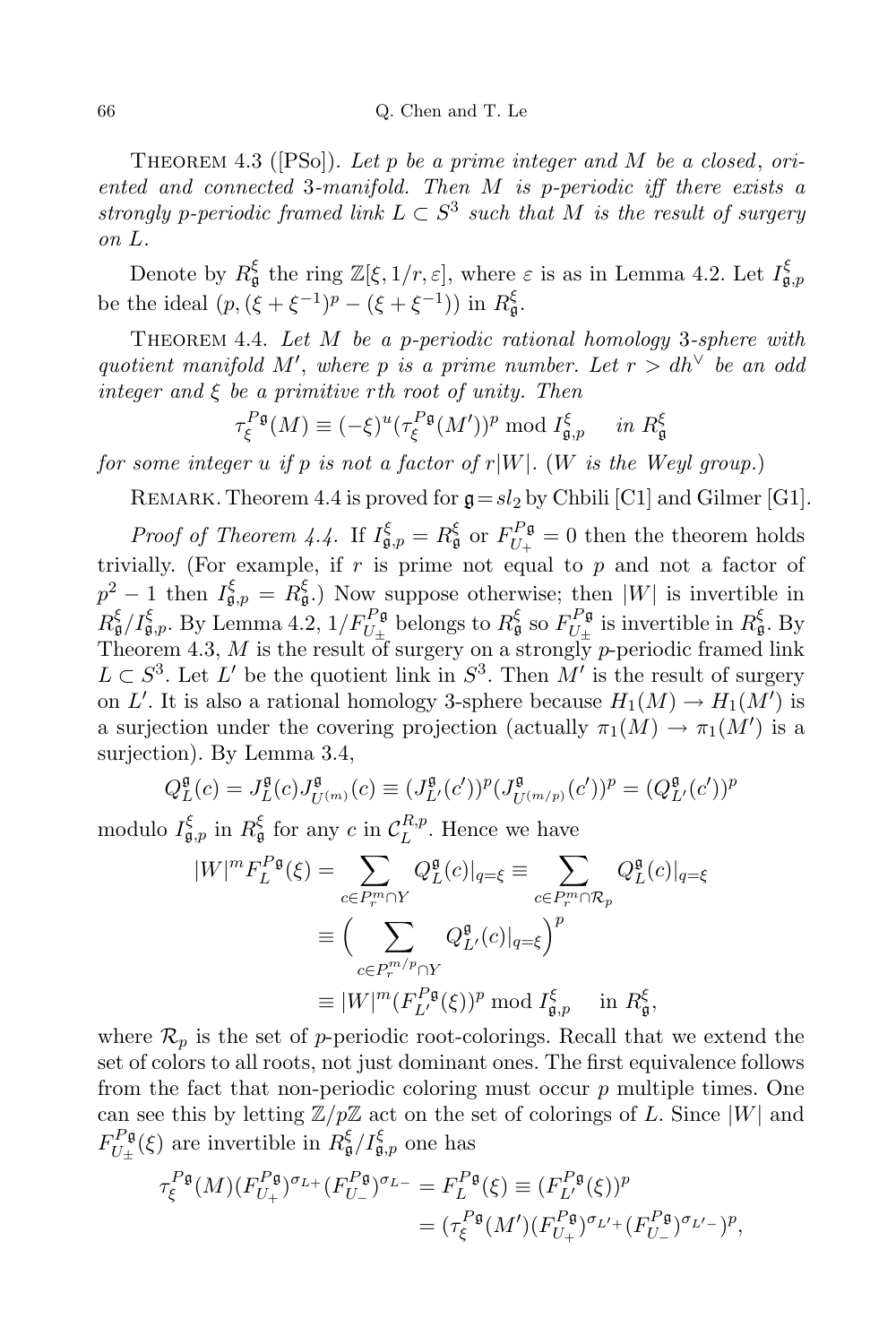Theorem 4.3 ([PSo]). *Let $p$ be a prime integer and $M$ be a closed, oriented and connected 3-manifold. Then $M$ is $p$-periodic iff there exists a strongly $p$-periodic framed link $L \subset S^3$ such that $M$ is the result of surgery on $L$.*

Denote by $R^\xi_{\mathfrak{g}}$ the ring $\mathbb{Z}[\xi, 1/r, \varepsilon]$, where $\varepsilon$ is as in Lemma 4.2. Let $I^\xi_{\mathfrak{g},p}$ be the ideal $(p, (\xi+\xi^{-1})^p - (\xi+\xi^{-1}))$ in $R^\xi_{\mathfrak{g}}$.

Theorem 4.4. *Let $M$ be a $p$-periodic rational homology 3-sphere with quotient manifold $M'$, where $p$ is a prime number. Let $r > dh^\vee$ be an odd integer and $\xi$ be a primitive $r$th root of unity. Then*

$$\tau^{P\mathfrak{g}}_\xi(M) \equiv (-\xi)^u (\tau^{P\mathfrak{g}}_\xi(M'))^p \bmod I^\xi_{\mathfrak{g},p} \quad \text{in } R^\xi_{\mathfrak{g}}$$

*for some integer $u$ if $p$ is not a factor of $r|W|$. ($W$ is the Weyl group.)*

Remark. Theorem 4.4 is proved for $\mathfrak{g} = sl_2$ by Chbili [C1] and Gilmer [G1].

*Proof of Theorem 4.4.* If $I^\xi_{\mathfrak{g},p} = R^\xi_{\mathfrak{g}}$ or $F^{P\mathfrak{g}}_{U_+} = 0$ then the theorem holds trivially. (For example, if $r$ is prime not equal to $p$ and not a factor of $p^2-1$ then $I^\xi_{\mathfrak{g},p} = R^\xi_{\mathfrak{g}}$.) Now suppose otherwise; then $|W|$ is invertible in $R^\xi_{\mathfrak{g}}/I^\xi_{\mathfrak{g},p}$. By Lemma 4.2, $1/F^{P\mathfrak{g}}_{U_\pm}$ belongs to $R^\xi_{\mathfrak{g}}$ so $F^{P\mathfrak{g}}_{U_\pm}$ is invertible in $R^\xi_{\mathfrak{g}}$. By Theorem 4.3, $M$ is the result of surgery on a strongly $p$-periodic framed link $L \subset S^3$. Let $L'$ be the quotient link in $S^3$. Then $M'$ is the result of surgery on $L'$. It is also a rational homology 3-sphere because $H_1(M) \to H_1(M')$ is a surjection under the covering projection (actually $\pi_1(M) \to \pi_1(M')$ is a surjection). By Lemma 3.4,

$$Q^{\mathfrak{g}}_L(c) = J^{\mathfrak{g}}_L(c) J^{\mathfrak{g}}_{U^{(m)}}(c) \equiv (J^{\mathfrak{g}}_{L'}(c'))^p (J^{\mathfrak{g}}_{U^{(m/p)}}(c'))^p = (Q^{\mathfrak{g}}_{L'}(c'))^p$$

modulo $I^\xi_{\mathfrak{g},p}$ in $R^\xi_{\mathfrak{g}}$ for any $c$ in $\mathcal{C}^{R,p}_L$. Hence we have

$$\begin{aligned}
|W|^m F^{P\mathfrak{g}}_L(\xi) &= \sum_{c \in P^m_r \cap Y} Q^{\mathfrak{g}}_L(c)|_{q=\xi} \equiv \sum_{c \in P^m_r \cap \mathcal{R}_p} Q^{\mathfrak{g}}_L(c)|_{q=\xi} \\
&\equiv \Big( \sum_{c \in P^{m/p}_r \cap Y} Q^{\mathfrak{g}}_{L'}(c)|_{q=\xi} \Big)^p \\
&\equiv |W|^m (F^{P\mathfrak{g}}_{L'}(\xi))^p \bmod I^\xi_{\mathfrak{g},p} \quad \text{in } R^\xi_{\mathfrak{g}},
\end{aligned}$$

where $\mathcal{R}_p$ is the set of $p$-periodic root-colorings. Recall that we extend the set of colors to all roots, not just dominant ones. The first equivalence follows from the fact that non-periodic coloring must occur $p$ multiple times. One can see this by letting $\mathbb{Z}/p\mathbb{Z}$ act on the set of colorings of $L$. Since $|W|$ and $F^{P\mathfrak{g}}_{U_\pm}(\xi)$ are invertible in $R^\xi_{\mathfrak{g}}/I^\xi_{\mathfrak{g},p}$ one has

$$\begin{aligned}
\tau^{P\mathfrak{g}}_\xi(M) (F^{P\mathfrak{g}}_{U_+})^{\sigma_{L+}} (F^{P\mathfrak{g}}_{U_-})^{\sigma_{L-}} &= F^{P\mathfrak{g}}_L(\xi) \equiv (F^{P\mathfrak{g}}_{L'}(\xi))^p \\
&= (\tau^{P\mathfrak{g}}_\xi(M') (F^{P\mathfrak{g}}_{U_+})^{\sigma_{L'+}} (F^{P\mathfrak{g}}_{U_-})^{\sigma_{L'-}})^p,
\end{aligned}$$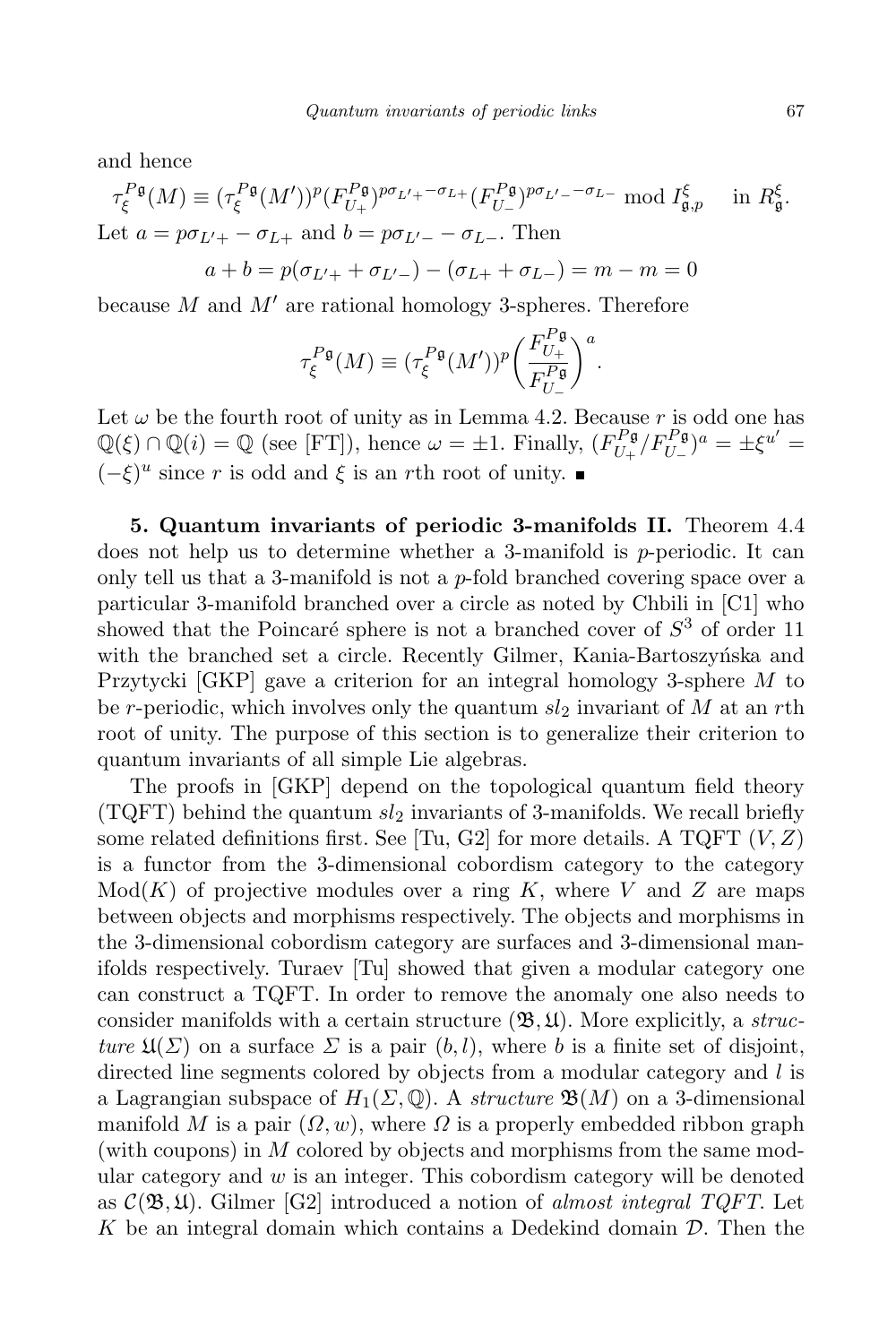and hence

$$\tau_\xi^{P\mathfrak{g}}(M) \equiv (\tau_\xi^{P\mathfrak{g}}(M'))^p (F_{U_+}^{P\mathfrak{g}})^{p\sigma_{L'+}-\sigma_{L+}} (F_{U_-}^{P\mathfrak{g}})^{p\sigma_{L'-}-\sigma_{L-}} \bmod I_{\mathfrak{g},p}^\xi \quad \text{in } R_\mathfrak{g}^\xi.$$

Let $a = p\sigma_{L'+} - \sigma_{L+}$ and $b = p\sigma_{L'-} - \sigma_{L-}$. Then

$$a + b = p(\sigma_{L'+} + \sigma_{L'-}) - (\sigma_{L+} + \sigma_{L-}) = m - m = 0$$

because $M$ and $M'$ are rational homology 3-spheres. Therefore

$$\tau_\xi^{P\mathfrak{g}}(M) \equiv (\tau_\xi^{P\mathfrak{g}}(M'))^p \left(\frac{F_{U_+}^{P\mathfrak{g}}}{F_{U_-}^{P\mathfrak{g}}}\right)^a.$$

Let $\omega$ be the fourth root of unity as in Lemma 4.2. Because $r$ is odd one has $\mathbb{Q}(\xi) \cap \mathbb{Q}(i) = \mathbb{Q}$ (see [FT]), hence $\omega = \pm 1$. Finally, $(F_{U_+}^{P\mathfrak{g}}/F_{U_-}^{P\mathfrak{g}})^a = \pm \xi^{u'} = (-\xi)^u$ since $r$ is odd and $\xi$ is an $r$th root of unity. ∎

**5. Quantum invariants of periodic 3-manifolds II.** Theorem 4.4 does not help us to determine whether a 3-manifold is $p$-periodic. It can only tell us that a 3-manifold is not a $p$-fold branched covering space over a particular 3-manifold branched over a circle as noted by Chbili in [C1] who showed that the Poincaré sphere is not a branched cover of $S^3$ of order 11 with the branched set a circle. Recently Gilmer, Kania-Bartoszyńska and Przytycki [GKP] gave a criterion for an integral homology 3-sphere $M$ to be $r$-periodic, which involves only the quantum $sl_2$ invariant of $M$ at an $r$th root of unity. The purpose of this section is to generalize their criterion to quantum invariants of all simple Lie algebras.

The proofs in [GKP] depend on the topological quantum field theory (TQFT) behind the quantum $sl_2$ invariants of 3-manifolds. We recall briefly some related definitions first. See [Tu, G2] for more details. A TQFT $(V, Z)$ is a functor from the 3-dimensional cobordism category to the category $\mathrm{Mod}(K)$ of projective modules over a ring $K$, where $V$ and $Z$ are maps between objects and morphisms respectively. The objects and morphisms in the 3-dimensional cobordism category are surfaces and 3-dimensional manifolds respectively. Turaev [Tu] showed that given a modular category one can construct a TQFT. In order to remove the anomaly one also needs to consider manifolds with a certain structure $(\mathfrak{B}, \mathfrak{U})$. More explicitly, a *structure* $\mathfrak{U}(\Sigma)$ on a surface $\Sigma$ is a pair $(b, l)$, where $b$ is a finite set of disjoint, directed line segments colored by objects from a modular category and $l$ is a Lagrangian subspace of $H_1(\Sigma, \mathbb{Q})$. A *structure* $\mathfrak{B}(M)$ on a 3-dimensional manifold $M$ is a pair $(\Omega, w)$, where $\Omega$ is a properly embedded ribbon graph (with coupons) in $M$ colored by objects and morphisms from the same modular category and $w$ is an integer. This cobordism category will be denoted as $\mathcal{C}(\mathfrak{B}, \mathfrak{U})$. Gilmer [G2] introduced a notion of *almost integral TQFT*. Let $K$ be an integral domain which contains a Dedekind domain $\mathcal{D}$. Then the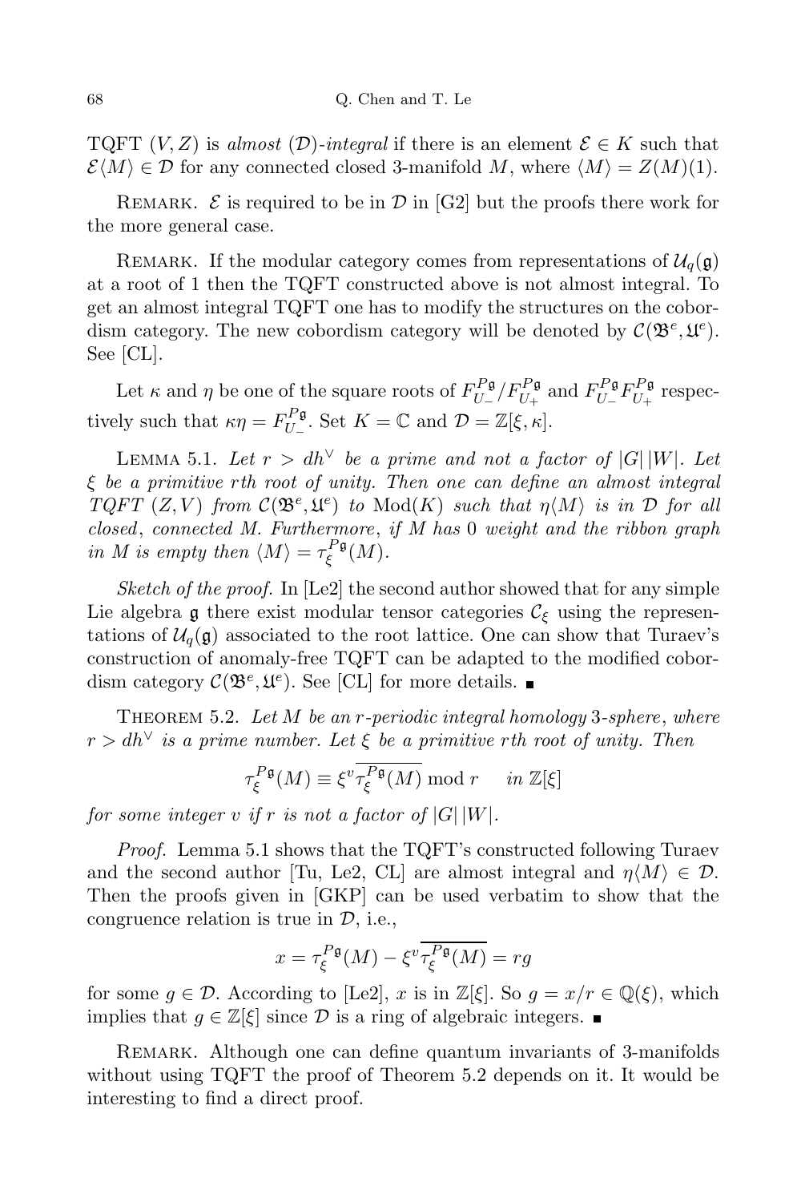TQFT $(V, Z)$ is *almost* $(\mathcal{D})$*-integral* if there is an element $\mathcal{E} \in K$ such that $\mathcal{E}\langle M\rangle \in \mathcal{D}$ for any connected closed 3-manifold $M$, where $\langle M\rangle = Z(M)(1)$.

REMARK. $\mathcal{E}$ is required to be in $\mathcal{D}$ in [G2] but the proofs there work for the more general case.

REMARK. If the modular category comes from representations of $\mathcal{U}_q(\mathfrak{g})$ at a root of 1 then the TQFT constructed above is not almost integral. To get an almost integral TQFT one has to modify the structures on the cobordism category. The new cobordism category will be denoted by $\mathcal{C}(\mathfrak{B}^e, \mathfrak{U}^e)$. See [CL].

Let $\kappa$ and $\eta$ be one of the square roots of $F_{U_-}^{P\mathfrak{g}}/F_{U_+}^{P\mathfrak{g}}$ and $F_{U_-}^{P\mathfrak{g}}F_{U_+}^{P\mathfrak{g}}$ respectively such that $\kappa\eta = F_{U_-}^{P\mathfrak{g}}$. Set $K = \mathbb{C}$ and $\mathcal{D} = \mathbb{Z}[\xi, \kappa]$.

LEMMA 5.1. *Let $r > dh^\vee$ be a prime and not a factor of $|G|\,|W|$. Let $\xi$ be a primitive $r$th root of unity. Then one can define an almost integral TQFT $(Z, V)$ from $\mathcal{C}(\mathfrak{B}^e, \mathfrak{U}^e)$ to $\mathrm{Mod}(K)$ such that $\eta\langle M\rangle$ is in $\mathcal{D}$ for all closed, connected $M$. Furthermore, if $M$ has* 0 *weight and the ribbon graph in $M$ is empty then $\langle M\rangle = \tau_\xi^{P\mathfrak{g}}(M)$.*

*Sketch of the proof.* In [Le2] the second author showed that for any simple Lie algebra $\mathfrak{g}$ there exist modular tensor categories $\mathcal{C}_\xi$ using the representations of $\mathcal{U}_q(\mathfrak{g})$ associated to the root lattice. One can show that Turaev's construction of anomaly-free TQFT can be adapted to the modified cobordism category $\mathcal{C}(\mathfrak{B}^e, \mathfrak{U}^e)$. See [CL] for more details. ∎

THEOREM 5.2. *Let $M$ be an $r$-periodic integral homology* 3*-sphere, where $r > dh^\vee$ is a prime number. Let $\xi$ be a primitive $r$th root of unity. Then*

$$\tau_\xi^{P\mathfrak{g}}(M) \equiv \xi^v \overline{\tau_\xi^{P\mathfrak{g}}(M)} \bmod r \quad \text{in } \mathbb{Z}[\xi]$$

*for some integer $v$ if $r$ is not a factor of $|G|\,|W|$.*

*Proof.* Lemma 5.1 shows that the TQFT's constructed following Turaev and the second author [Tu, Le2, CL] are almost integral and $\eta\langle M\rangle \in \mathcal{D}$. Then the proofs given in [GKP] can be used verbatim to show that the congruence relation is true in $\mathcal{D}$, i.e.,

$$x = \tau_\xi^{P\mathfrak{g}}(M) - \xi^v \overline{\tau_\xi^{P\mathfrak{g}}(M)} = rg$$

for some $g \in \mathcal{D}$. According to [Le2], $x$ is in $\mathbb{Z}[\xi]$. So $g = x/r \in \mathbb{Q}(\xi)$, which implies that $g \in \mathbb{Z}[\xi]$ since $\mathcal{D}$ is a ring of algebraic integers. ∎

REMARK. Although one can define quantum invariants of 3-manifolds without using TQFT the proof of Theorem 5.2 depends on it. It would be interesting to find a direct proof.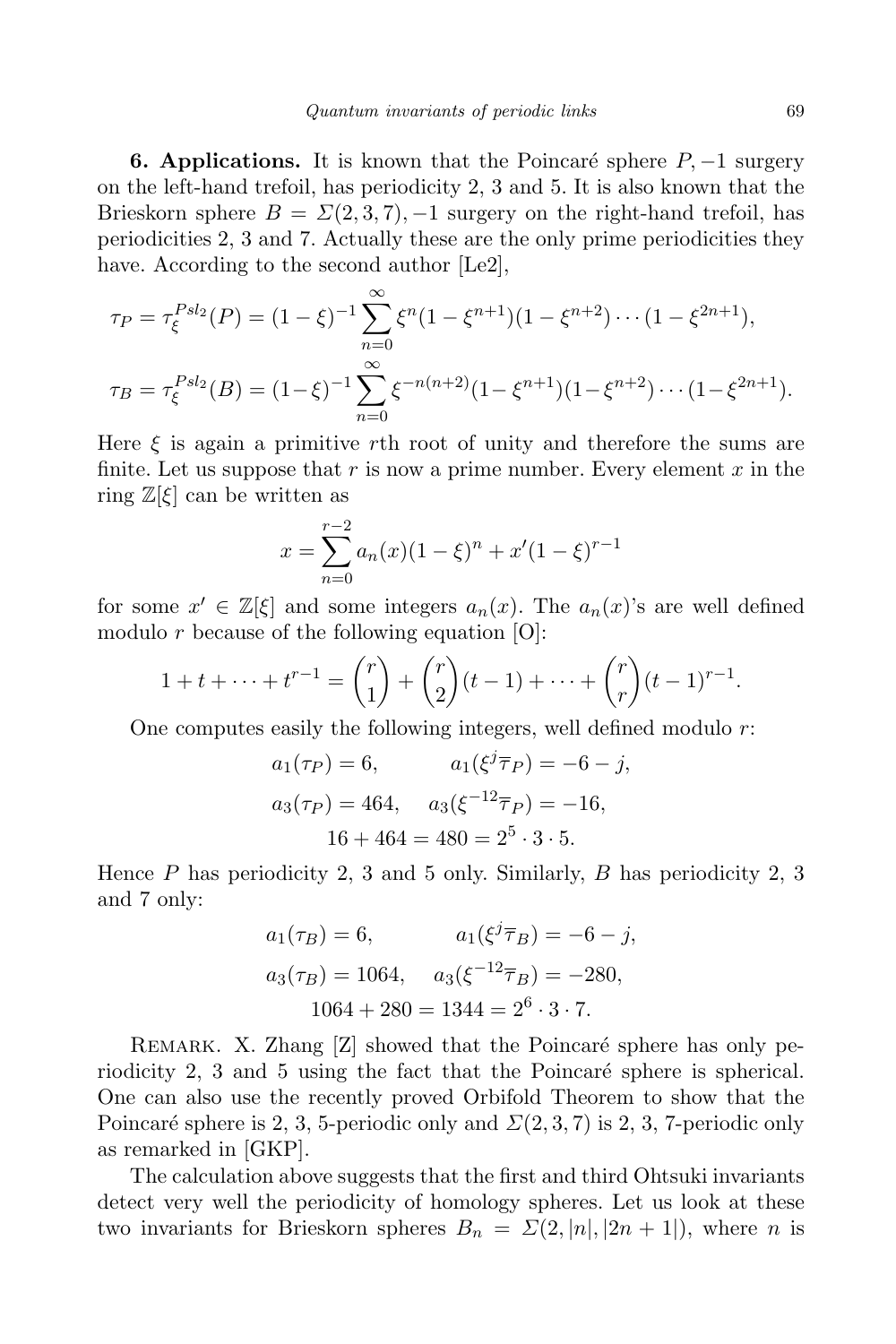**6. Applications.** It is known that the Poincaré sphere $P$, $-1$ surgery on the left-hand trefoil, has periodicity 2, 3 and 5. It is also known that the Brieskorn sphere $B = \Sigma(2,3,7)$, $-1$ surgery on the right-hand trefoil, has periodicities 2, 3 and 7. Actually these are the only prime periodicities they have. According to the second author [Le2],

$$\tau_P = \tau_\xi^{Psl_2}(P) = (1-\xi)^{-1}\sum_{n=0}^{\infty} \xi^n (1-\xi^{n+1})(1-\xi^{n+2})\cdots(1-\xi^{2n+1}),$$

$$\tau_B = \tau_\xi^{Psl_2}(B) = (1-\xi)^{-1}\sum_{n=0}^{\infty} \xi^{-n(n+2)} (1-\xi^{n+1})(1-\xi^{n+2})\cdots(1-\xi^{2n+1}).$$

Here $\xi$ is again a primitive $r$th root of unity and therefore the sums are finite. Let us suppose that $r$ is now a prime number. Every element $x$ in the ring $\mathbb{Z}[\xi]$ can be written as

$$x = \sum_{n=0}^{r-2} a_n(x)(1-\xi)^n + x'(1-\xi)^{r-1}$$

for some $x' \in \mathbb{Z}[\xi]$ and some integers $a_n(x)$. The $a_n(x)$'s are well defined modulo $r$ because of the following equation [O]:

$$1 + t + \cdots + t^{r-1} = \binom{r}{1} + \binom{r}{2}(t-1) + \cdots + \binom{r}{r}(t-1)^{r-1}.$$

One computes easily the following integers, well defined modulo $r$:

$$a_1(\tau_P) = 6, \qquad a_1(\xi^j \overline{\tau}_P) = -6 - j,$$

$$a_3(\tau_P) = 464, \quad a_3(\xi^{-12}\overline{\tau}_P) = -16,$$

$$16 + 464 = 480 = 2^5 \cdot 3 \cdot 5.$$

Hence $P$ has periodicity 2, 3 and 5 only. Similarly, $B$ has periodicity 2, 3 and 7 only:

$$a_1(\tau_B) = 6, \qquad a_1(\xi^j \overline{\tau}_B) = -6 - j,$$

$$a_3(\tau_B) = 1064, \quad a_3(\xi^{-12}\overline{\tau}_B) = -280,$$

$$1064 + 280 = 1344 = 2^6 \cdot 3 \cdot 7.$$

Remark. X. Zhang [Z] showed that the Poincaré sphere has only periodicity 2, 3 and 5 using the fact that the Poincaré sphere is spherical. One can also use the recently proved Orbifold Theorem to show that the Poincaré sphere is 2, 3, 5-periodic only and $\Sigma(2,3,7)$ is 2, 3, 7-periodic only as remarked in [GKP].

The calculation above suggests that the first and third Ohtsuki invariants detect very well the periodicity of homology spheres. Let us look at these two invariants for Brieskorn spheres $B_n = \Sigma(2, |n|, |2n+1|)$, where $n$ is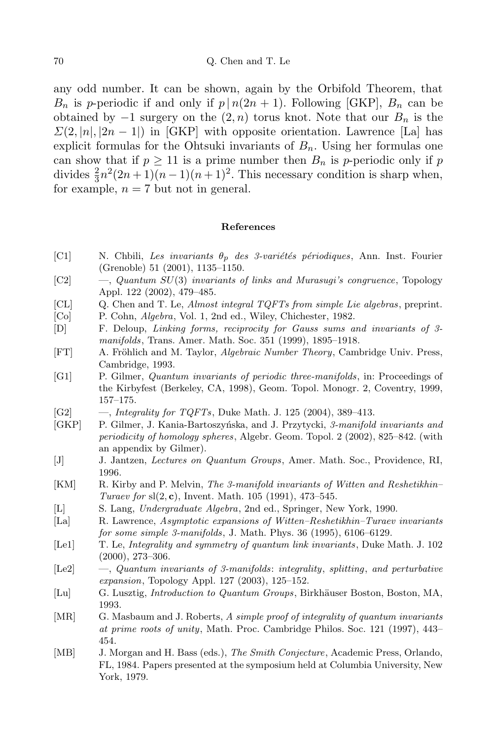any odd number. It can be shown, again by the Orbifold Theorem, that $B_n$ is $p$-periodic if and only if $p \,|\, n(2n+1)$. Following [GKP], $B_n$ can be obtained by $-1$ surgery on the $(2,n)$ torus knot. Note that our $B_n$ is the $\Sigma(2,|n|,|2n-1|)$ in [GKP] with opposite orientation. Lawrence [La] has explicit formulas for the Ohtsuki invariants of $B_n$. Using her formulas one can show that if $p \geq 11$ is a prime number then $B_n$ is $p$-periodic only if $p$ divides $\frac{2}{3}n^2(2n+1)(n-1)(n+1)^2$. This necessary condition is sharp when, for example, $n = 7$ but not in general.

## References

- [C1] N. Chbili, *Les invariants $\theta_p$ des 3-variétés périodiques*, Ann. Inst. Fourier (Grenoble) 51 (2001), 1135–1150.
- [C2] —, *Quantum $SU(3)$ invariants of links and Murasugi's congruence*, Topology Appl. 122 (2002), 479–485.
- [CL] Q. Chen and T. Le, *Almost integral TQFTs from simple Lie algebras*, preprint.
- [Co] P. Cohn, *Algebra*, Vol. 1, 2nd ed., Wiley, Chichester, 1982.
- [D] F. Deloup, *Linking forms, reciprocity for Gauss sums and invariants of 3-manifolds*, Trans. Amer. Math. Soc. 351 (1999), 1895–1918.
- [FT] A. Fröhlich and M. Taylor, *Algebraic Number Theory*, Cambridge Univ. Press, Cambridge, 1993.
- [G1] P. Gilmer, *Quantum invariants of periodic three-manifolds*, in: Proceedings of the Kirbyfest (Berkeley, CA, 1998), Geom. Topol. Monogr. 2, Coventry, 1999, 157–175.
- [G2] —, *Integrality for TQFTs*, Duke Math. J. 125 (2004), 389–413.
- [GKP] P. Gilmer, J. Kania-Bartoszyńska, and J. Przytycki, *3-manifold invariants and periodicity of homology spheres*, Algebr. Geom. Topol. 2 (2002), 825–842. (with an appendix by Gilmer).
- [J] J. Jantzen, *Lectures on Quantum Groups*, Amer. Math. Soc., Providence, RI, 1996.
- [KM] R. Kirby and P. Melvin, *The 3-manifold invariants of Witten and Reshetikhin–Turaev for* $\mathrm{sl}(2,\mathbf{c})$, Invent. Math. 105 (1991), 473–545.
- [L] S. Lang, *Undergraduate Algebra*, 2nd ed., Springer, New York, 1990.
- [La] R. Lawrence, *Asymptotic expansions of Witten–Reshetikhin–Turaev invariants for some simple 3-manifolds*, J. Math. Phys. 36 (1995), 6106–6129.
- [Le1] T. Le, *Integrality and symmetry of quantum link invariants*, Duke Math. J. 102 (2000), 273–306.
- [Le2] —, *Quantum invariants of 3-manifolds*: *integrality*, *splitting*, *and perturbative expansion*, Topology Appl. 127 (2003), 125–152.
- [Lu] G. Lusztig, *Introduction to Quantum Groups*, Birkhäuser Boston, Boston, MA, 1993.
- [MR] G. Masbaum and J. Roberts, *A simple proof of integrality of quantum invariants at prime roots of unity*, Math. Proc. Cambridge Philos. Soc. 121 (1997), 443–454.
- [MB] J. Morgan and H. Bass (eds.), *The Smith Conjecture*, Academic Press, Orlando, FL, 1984. Papers presented at the symposium held at Columbia University, New York, 1979.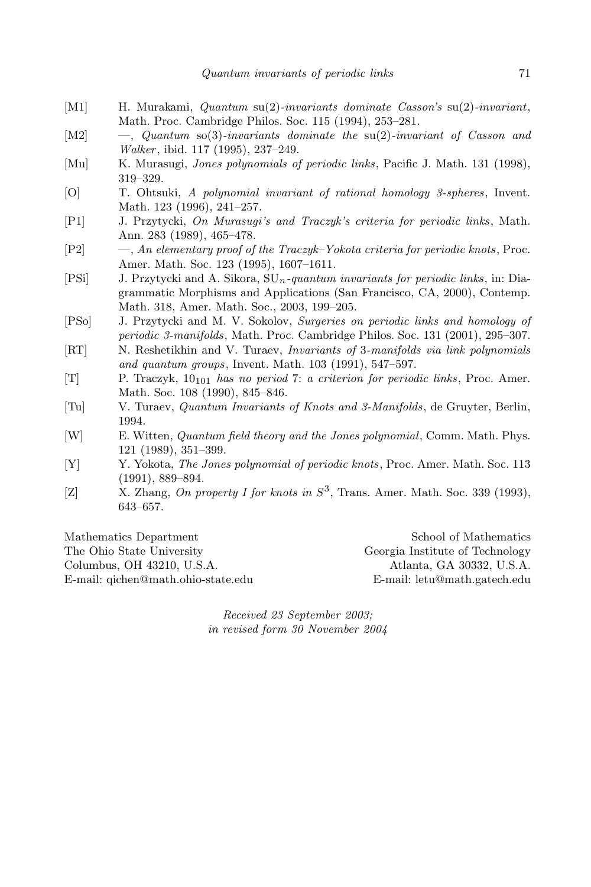[M1] H. Murakami, *Quantum* su(2)*-invariants dominate Casson's* su(2)*-invariant*, Math. Proc. Cambridge Philos. Soc. 115 (1994), 253–281.

[M2] —, *Quantum* so(3)*-invariants dominate the* su(2)*-invariant of Casson and Walker*, ibid. 117 (1995), 237–249.

[Mu] K. Murasugi, *Jones polynomials of periodic links*, Pacific J. Math. 131 (1998), 319–329.

[O] T. Ohtsuki, *A polynomial invariant of rational homology 3-spheres*, Invent. Math. 123 (1996), 241–257.

[P1] J. Przytycki, *On Murasugi's and Traczyk's criteria for periodic links*, Math. Ann. 283 (1989), 465–478.

[P2] —, *An elementary proof of the Traczyk–Yokota criteria for periodic knots*, Proc. Amer. Math. Soc. 123 (1995), 1607–1611.

[PSi] J. Przytycki and A. Sikora, $\mathrm{SU}_n$*-quantum invariants for periodic links*, in: Diagrammatic Morphisms and Applications (San Francisco, CA, 2000), Contemp. Math. 318, Amer. Math. Soc., 2003, 199–205.

[PSo] J. Przytycki and M. V. Sokolov, *Surgeries on periodic links and homology of periodic 3-manifolds*, Math. Proc. Cambridge Philos. Soc. 131 (2001), 295–307.

[RT] N. Reshetikhin and V. Turaev, *Invariants of* 3*-manifolds via link polynomials and quantum groups*, Invent. Math. 103 (1991), 547–597.

[T] P. Traczyk, $10_{101}$ *has no period* 7*: a criterion for periodic links*, Proc. Amer. Math. Soc. 108 (1990), 845–846.

[Tu] V. Turaev, *Quantum Invariants of Knots and 3-Manifolds*, de Gruyter, Berlin, 1994.

[W] E. Witten, *Quantum field theory and the Jones polynomial*, Comm. Math. Phys. 121 (1989), 351–399.

[Y] Y. Yokota, *The Jones polynomial of periodic knots*, Proc. Amer. Math. Soc. 113 (1991), 889–894.

[Z] X. Zhang, *On property I for knots in* $S^3$, Trans. Amer. Math. Soc. 339 (1993), 643–657.

Mathematics Department
The Ohio State University
Columbus, OH 43210, U.S.A.
E-mail: qichen@math.ohio-state.edu

School of Mathematics
Georgia Institute of Technology
Atlanta, GA 30332, U.S.A.
E-mail: letu@math.gatech.edu

*Received 23 September 2003;*
*in revised form 30 November 2004*